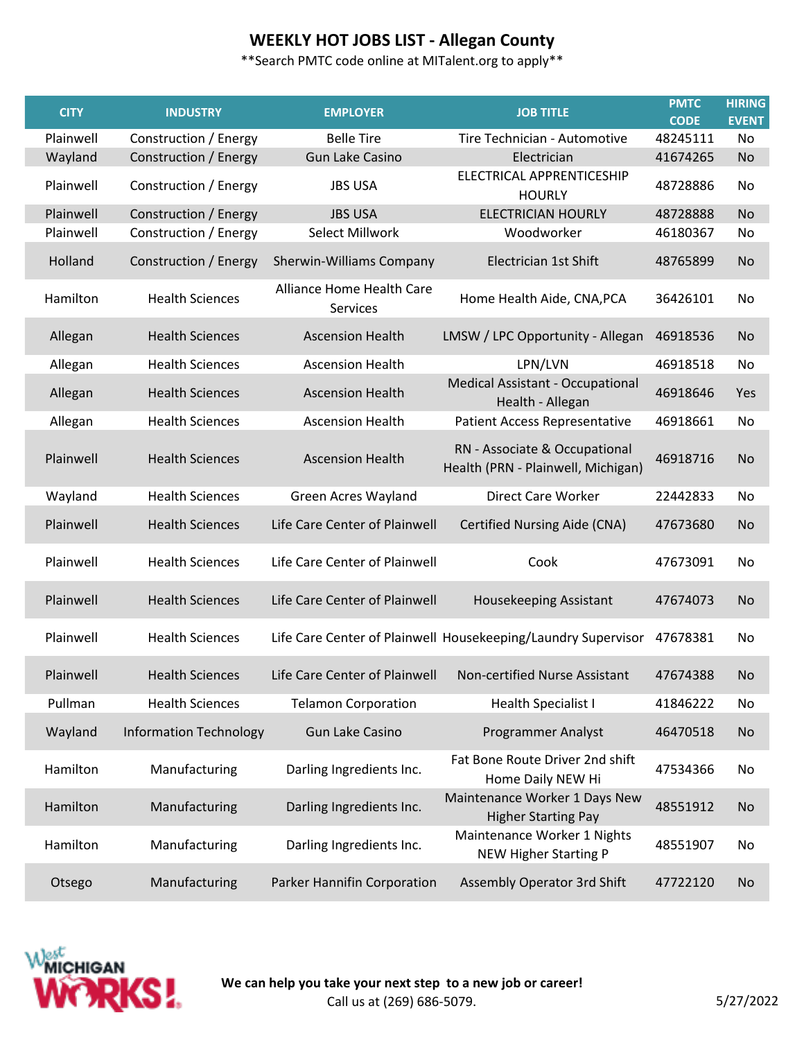# WEEKLY HOT JOBS LIST - Allegan County

**Search PMTC code online at MITalent.org to apply**

| CITY | INDUSTRY | EMPLOYER | JOB TITLE | PMTC CODE | HIRING EVENT |
|---|---|---|---|---|---|
| Plainwell | Construction / Energy | Belle Tire | Tire Technician - Automotive | 48245111 | No |
| Wayland | Construction / Energy | Gun Lake Casino | Electrician | 41674265 | No |
| Plainwell | Construction / Energy | JBS USA | ELECTRICAL APPRENTICESHIP HOURLY | 48728886 | No |
| Plainwell | Construction / Energy | JBS USA | ELECTRICIAN HOURLY | 48728888 | No |
| Plainwell | Construction / Energy | Select Millwork | Woodworker | 46180367 | No |
| Holland | Construction / Energy | Sherwin-Williams Company | Electrician 1st Shift | 48765899 | No |
| Hamilton | Health Sciences | Alliance Home Health Care Services | Home Health Aide, CNA,PCA | 36426101 | No |
| Allegan | Health Sciences | Ascension Health | LMSW / LPC Opportunity - Allegan | 46918536 | No |
| Allegan | Health Sciences | Ascension Health | LPN/LVN | 46918518 | No |
| Allegan | Health Sciences | Ascension Health | Medical Assistant - Occupational Health - Allegan | 46918646 | Yes |
| Allegan | Health Sciences | Ascension Health | Patient Access Representative | 46918661 | No |
| Plainwell | Health Sciences | Ascension Health | RN - Associate & Occupational Health (PRN - Plainwell, Michigan) | 46918716 | No |
| Wayland | Health Sciences | Green Acres Wayland | Direct Care Worker | 22442833 | No |
| Plainwell | Health Sciences | Life Care Center of Plainwell | Certified Nursing Aide (CNA) | 47673680 | No |
| Plainwell | Health Sciences | Life Care Center of Plainwell | Cook | 47673091 | No |
| Plainwell | Health Sciences | Life Care Center of Plainwell | Housekeeping Assistant | 47674073 | No |
| Plainwell | Health Sciences | Life Care Center of Plainwell | Housekeeping/Laundry Supervisor | 47678381 | No |
| Plainwell | Health Sciences | Life Care Center of Plainwell | Non-certified Nurse Assistant | 47674388 | No |
| Pullman | Health Sciences | Telamon Corporation | Health Specialist I | 41846222 | No |
| Wayland | Information Technology | Gun Lake Casino | Programmer Analyst | 46470518 | No |
| Hamilton | Manufacturing | Darling Ingredients Inc. | Fat Bone Route Driver 2nd shift Home Daily NEW Hi | 47534366 | No |
| Hamilton | Manufacturing | Darling Ingredients Inc. | Maintenance Worker 1 Days New Higher Starting Pay | 48551912 | No |
| Hamilton | Manufacturing | Darling Ingredients Inc. | Maintenance Worker 1 Nights NEW Higher Starting P | 48551907 | No |
| Otsego | Manufacturing | Parker Hannifin Corporation | Assembly Operator 3rd Shift | 47722120 | No |

West MICHIGAN WORKS!

**We can help you take your next step to a new job or career!**
Call us at (269) 686-5079.

5/27/2022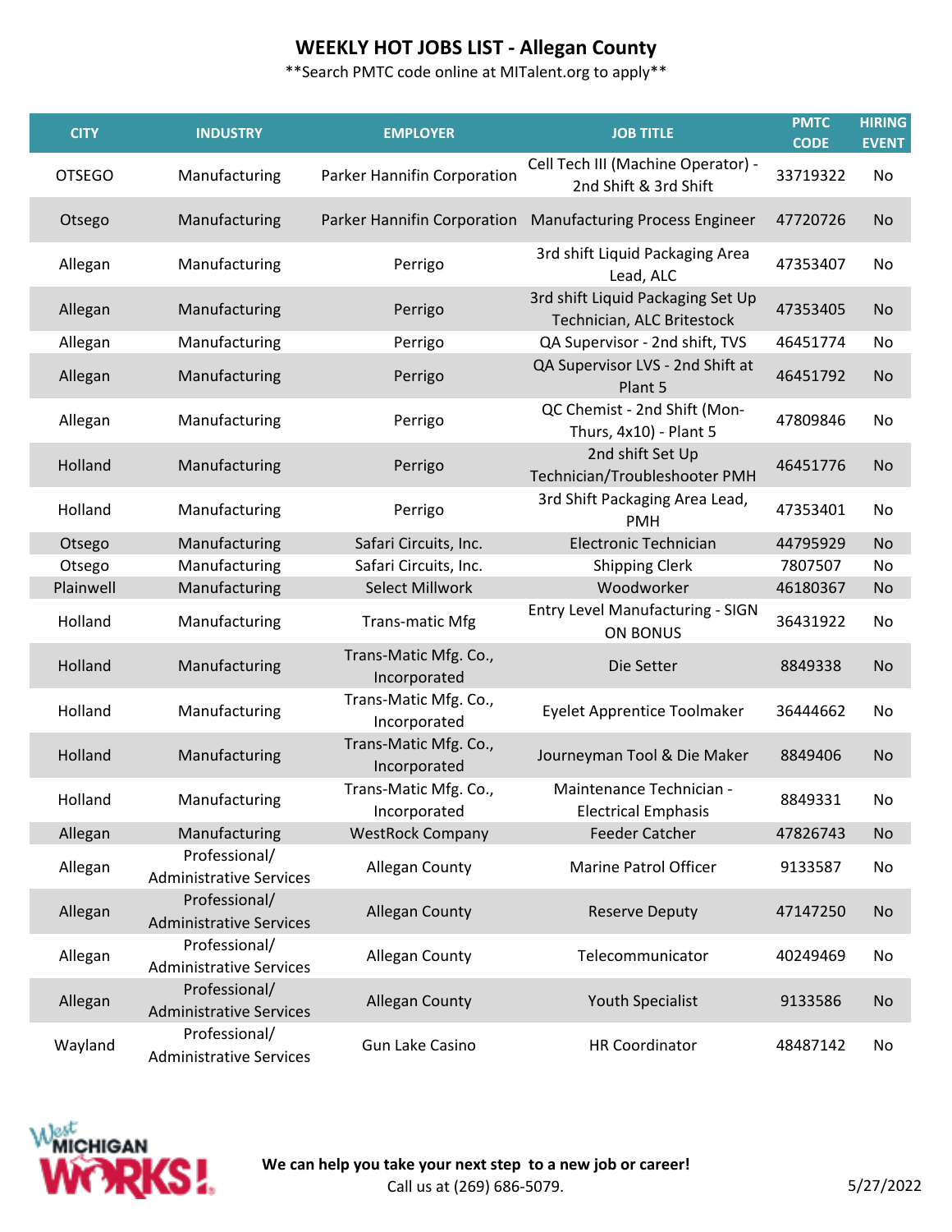# WEEKLY HOT JOBS LIST - Allegan County

**Search PMTC code online at MITalent.org to apply**

| CITY | INDUSTRY | EMPLOYER | JOB TITLE | PMTC CODE | HIRING EVENT |
|---|---|---|---|---|---|
| OTSEGO | Manufacturing | Parker Hannifin Corporation | Cell Tech III (Machine Operator) - 2nd Shift & 3rd Shift | 33719322 | No |
| Otsego | Manufacturing | Parker Hannifin Corporation | Manufacturing Process Engineer | 47720726 | No |
| Allegan | Manufacturing | Perrigo | 3rd shift Liquid Packaging Area Lead, ALC | 47353407 | No |
| Allegan | Manufacturing | Perrigo | 3rd shift Liquid Packaging Set Up Technician, ALC Britestock | 47353405 | No |
| Allegan | Manufacturing | Perrigo | QA Supervisor - 2nd shift, TVS | 46451774 | No |
| Allegan | Manufacturing | Perrigo | QA Supervisor LVS - 2nd Shift at Plant 5 | 46451792 | No |
| Allegan | Manufacturing | Perrigo | QC Chemist - 2nd Shift (Mon-Thurs, 4x10) - Plant 5 | 47809846 | No |
| Holland | Manufacturing | Perrigo | 2nd shift Set Up Technician/Troubleshooter PMH | 46451776 | No |
| Holland | Manufacturing | Perrigo | 3rd Shift Packaging Area Lead, PMH | 47353401 | No |
| Otsego | Manufacturing | Safari Circuits, Inc. | Electronic Technician | 44795929 | No |
| Otsego | Manufacturing | Safari Circuits, Inc. | Shipping Clerk | 7807507 | No |
| Plainwell | Manufacturing | Select Millwork | Woodworker | 46180367 | No |
| Holland | Manufacturing | Trans-matic Mfg | Entry Level Manufacturing - SIGN ON BONUS | 36431922 | No |
| Holland | Manufacturing | Trans-Matic Mfg. Co., Incorporated | Die Setter | 8849338 | No |
| Holland | Manufacturing | Trans-Matic Mfg. Co., Incorporated | Eyelet Apprentice Toolmaker | 36444662 | No |
| Holland | Manufacturing | Trans-Matic Mfg. Co., Incorporated | Journeyman Tool & Die Maker | 8849406 | No |
| Holland | Manufacturing | Trans-Matic Mfg. Co., Incorporated | Maintenance Technician - Electrical Emphasis | 8849331 | No |
| Allegan | Manufacturing | WestRock Company | Feeder Catcher | 47826743 | No |
| Allegan | Professional/ Administrative Services | Allegan County | Marine Patrol Officer | 9133587 | No |
| Allegan | Professional/ Administrative Services | Allegan County | Reserve Deputy | 47147250 | No |
| Allegan | Professional/ Administrative Services | Allegan County | Telecommunicator | 40249469 | No |
| Allegan | Professional/ Administrative Services | Allegan County | Youth Specialist | 9133586 | No |
| Wayland | Professional/ Administrative Services | Gun Lake Casino | HR Coordinator | 48487142 | No |

West Michigan Works!

**We can help you take your next step to a new job or career!**
Call us at (269) 686-5079.

5/27/2022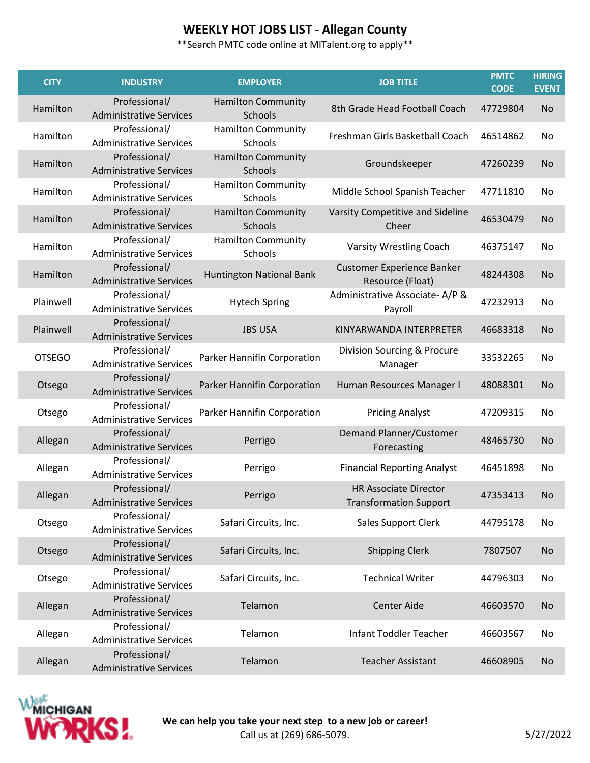# WEEKLY HOT JOBS LIST - Allegan County

**Search PMTC code online at MITalent.org to apply**

| CITY | INDUSTRY | EMPLOYER | JOB TITLE | PMTC CODE | HIRING EVENT |
|---|---|---|---|---|---|
| Hamilton | Professional/ Administrative Services | Hamilton Community Schools | 8th Grade Head Football Coach | 47729804 | No |
| Hamilton | Professional/ Administrative Services | Hamilton Community Schools | Freshman Girls Basketball Coach | 46514862 | No |
| Hamilton | Professional/ Administrative Services | Hamilton Community Schools | Groundskeeper | 47260239 | No |
| Hamilton | Professional/ Administrative Services | Hamilton Community Schools | Middle School Spanish Teacher | 47711810 | No |
| Hamilton | Professional/ Administrative Services | Hamilton Community Schools | Varsity Competitive and Sideline Cheer | 46530479 | No |
| Hamilton | Professional/ Administrative Services | Hamilton Community Schools | Varsity Wrestling Coach | 46375147 | No |
| Hamilton | Professional/ Administrative Services | Huntington National Bank | Customer Experience Banker Resource (Float) | 48244308 | No |
| Plainwell | Professional/ Administrative Services | Hytech Spring | Administrative Associate- A/P & Payroll | 47232913 | No |
| Plainwell | Professional/ Administrative Services | JBS USA | KINYARWANDA INTERPRETER | 46683318 | No |
| OTSEGO | Professional/ Administrative Services | Parker Hannifin Corporation | Division Sourcing & Procure Manager | 33532265 | No |
| Otsego | Professional/ Administrative Services | Parker Hannifin Corporation | Human Resources Manager I | 48088301 | No |
| Otsego | Professional/ Administrative Services | Parker Hannifin Corporation | Pricing Analyst | 47209315 | No |
| Allegan | Professional/ Administrative Services | Perrigo | Demand Planner/Customer Forecasting | 48465730 | No |
| Allegan | Professional/ Administrative Services | Perrigo | Financial Reporting Analyst | 46451898 | No |
| Allegan | Professional/ Administrative Services | Perrigo | HR Associate Director Transformation Support | 47353413 | No |
| Otsego | Professional/ Administrative Services | Safari Circuits, Inc. | Sales Support Clerk | 44795178 | No |
| Otsego | Professional/ Administrative Services | Safari Circuits, Inc. | Shipping Clerk | 7807507 | No |
| Otsego | Professional/ Administrative Services | Safari Circuits, Inc. | Technical Writer | 44796303 | No |
| Allegan | Professional/ Administrative Services | Telamon | Center Aide | 46603570 | No |
| Allegan | Professional/ Administrative Services | Telamon | Infant Toddler Teacher | 46603567 | No |
| Allegan | Professional/ Administrative Services | Telamon | Teacher Assistant | 46608905 | No |

**We can help you take your next step to a new job or career!**
Call us at (269) 686-5079.

5/27/2022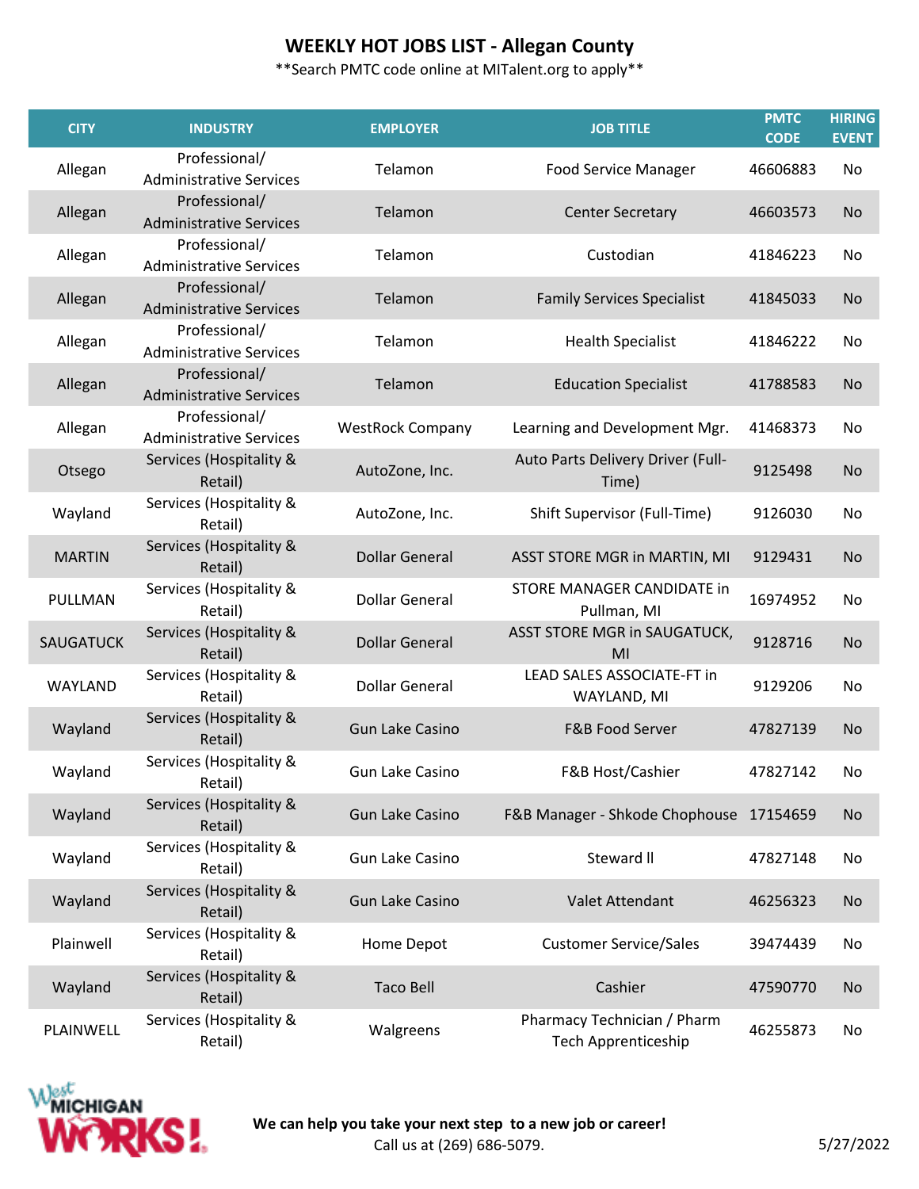# WEEKLY HOT JOBS LIST - Allegan County

**Search PMTC code online at MITalent.org to apply**

| CITY | INDUSTRY | EMPLOYER | JOB TITLE | PMTC CODE | HIRING EVENT |
|---|---|---|---|---|---|
| Allegan | Professional/ Administrative Services | Telamon | Food Service Manager | 46606883 | No |
| Allegan | Professional/ Administrative Services | Telamon | Center Secretary | 46603573 | No |
| Allegan | Professional/ Administrative Services | Telamon | Custodian | 41846223 | No |
| Allegan | Professional/ Administrative Services | Telamon | Family Services Specialist | 41845033 | No |
| Allegan | Professional/ Administrative Services | Telamon | Health Specialist | 41846222 | No |
| Allegan | Professional/ Administrative Services | Telamon | Education Specialist | 41788583 | No |
| Allegan | Professional/ Administrative Services | WestRock Company | Learning and Development Mgr. | 41468373 | No |
| Otsego | Services (Hospitality & Retail) | AutoZone, Inc. | Auto Parts Delivery Driver (Full-Time) | 9125498 | No |
| Wayland | Services (Hospitality & Retail) | AutoZone, Inc. | Shift Supervisor (Full-Time) | 9126030 | No |
| MARTIN | Services (Hospitality & Retail) | Dollar General | ASST STORE MGR in MARTIN, MI | 9129431 | No |
| PULLMAN | Services (Hospitality & Retail) | Dollar General | STORE MANAGER CANDIDATE in Pullman, MI | 16974952 | No |
| SAUGATUCK | Services (Hospitality & Retail) | Dollar General | ASST STORE MGR in SAUGATUCK, MI | 9128716 | No |
| WAYLAND | Services (Hospitality & Retail) | Dollar General | LEAD SALES ASSOCIATE-FT in WAYLAND, MI | 9129206 | No |
| Wayland | Services (Hospitality & Retail) | Gun Lake Casino | F&B Food Server | 47827139 | No |
| Wayland | Services (Hospitality & Retail) | Gun Lake Casino | F&B Host/Cashier | 47827142 | No |
| Wayland | Services (Hospitality & Retail) | Gun Lake Casino | F&B Manager - Shkode Chophouse | 17154659 | No |
| Wayland | Services (Hospitality & Retail) | Gun Lake Casino | Steward II | 47827148 | No |
| Wayland | Services (Hospitality & Retail) | Gun Lake Casino | Valet Attendant | 46256323 | No |
| Plainwell | Services (Hospitality & Retail) | Home Depot | Customer Service/Sales | 39474439 | No |
| Wayland | Services (Hospitality & Retail) | Taco Bell | Cashier | 47590770 | No |
| PLAINWELL | Services (Hospitality & Retail) | Walgreens | Pharmacy Technician / Pharm Tech Apprenticeship | 46255873 | No |

West Michigan Works!

**We can help you take your next step to a new job or career!**
Call us at (269) 686-5079.

5/27/2022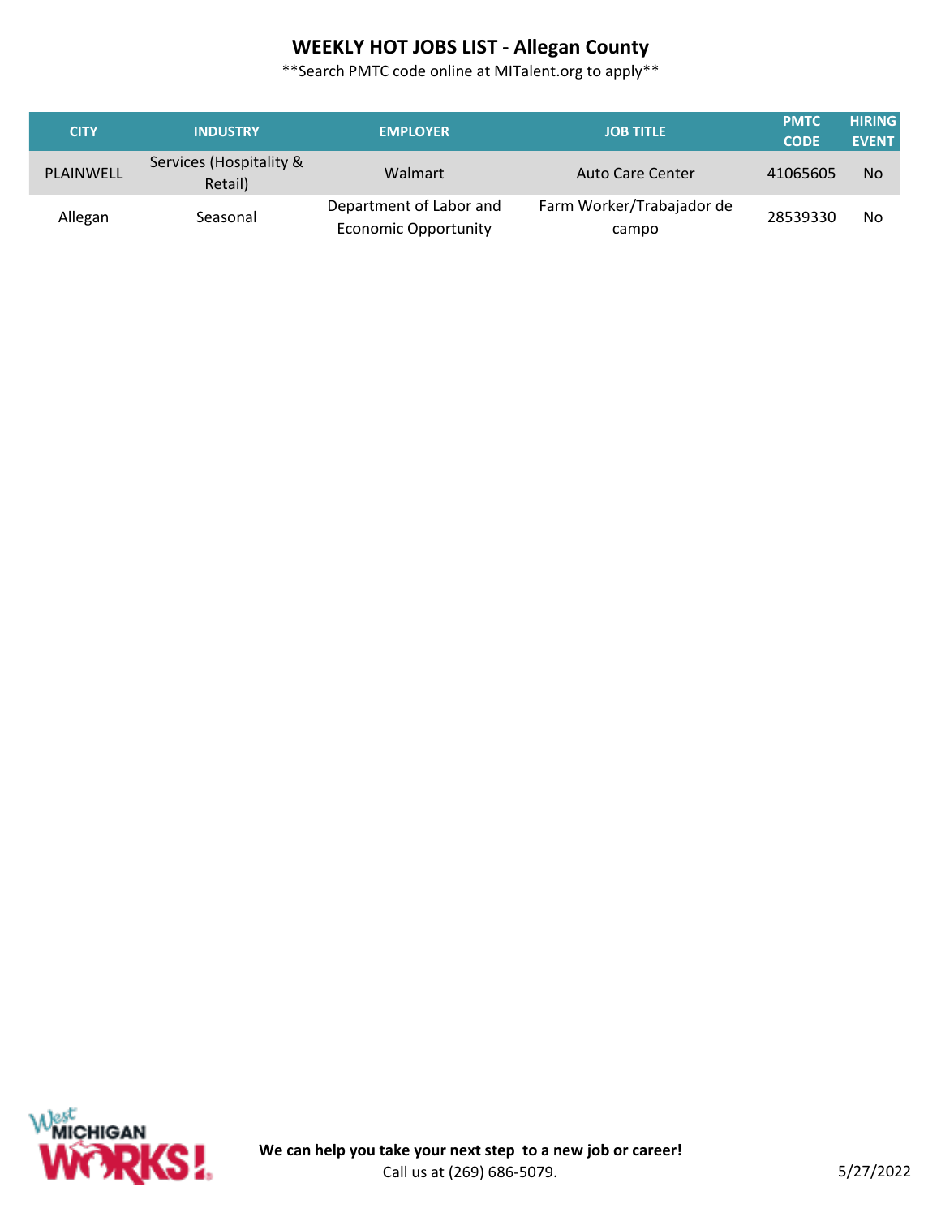# WEEKLY HOT JOBS LIST - Allegan County

**Search PMTC code online at MITalent.org to apply**

| CITY | INDUSTRY | EMPLOYER | JOB TITLE | PMTC CODE | HIRING EVENT |
|---|---|---|---|---|---|
| PLAINWELL | Services (Hospitality & Retail) | Walmart | Auto Care Center | 41065605 | No |
| Allegan | Seasonal | Department of Labor and Economic Opportunity | Farm Worker/Trabajador de campo | 28539330 | No |

**We can help you take your next step to a new job or career!**
Call us at (269) 686-5079.

5/27/2022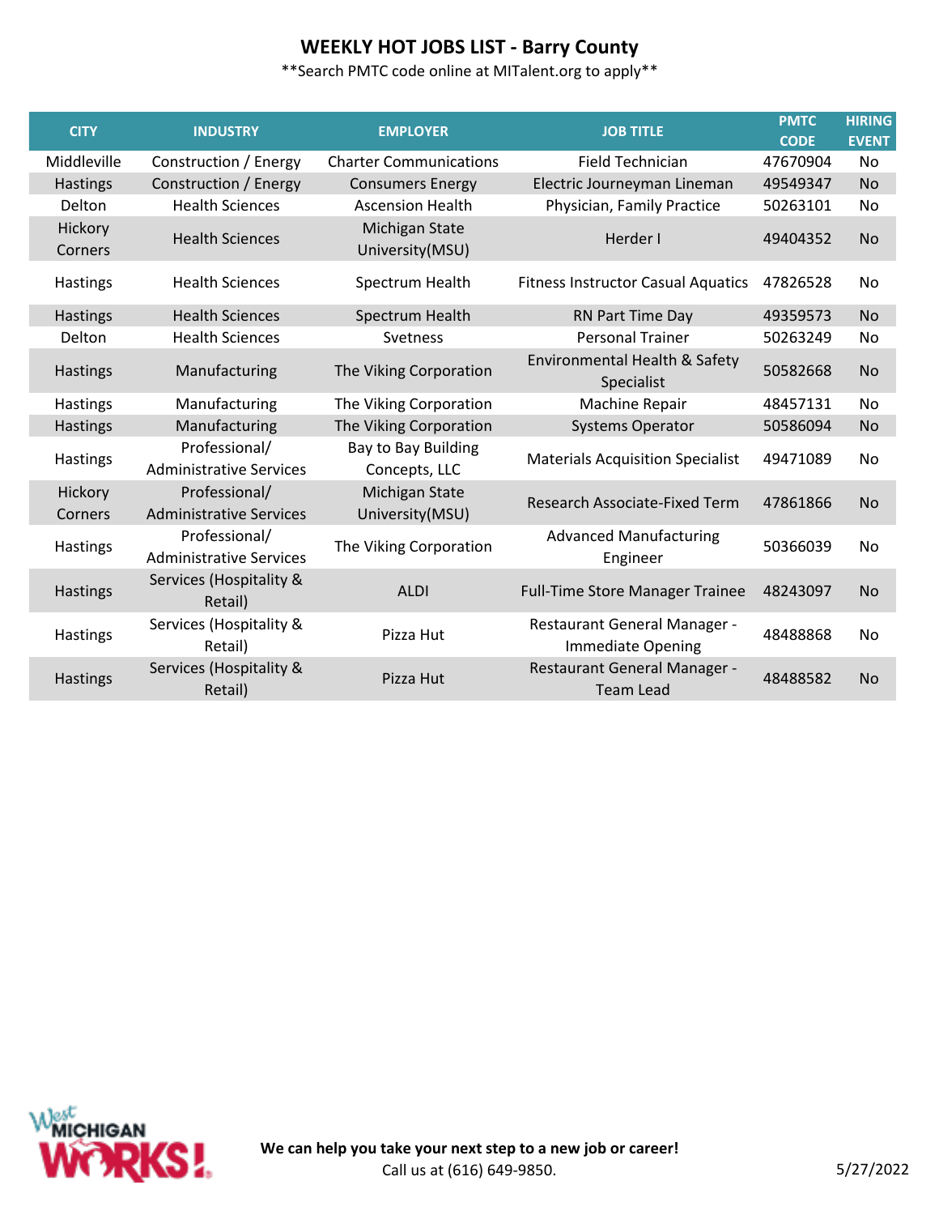# WEEKLY HOT JOBS LIST - Barry County

**Search PMTC code online at MITalent.org to apply**

| CITY | INDUSTRY | EMPLOYER | JOB TITLE | PMTC CODE | HIRING EVENT |
|---|---|---|---|---|---|
| Middleville | Construction / Energy | Charter Communications | Field Technician | 47670904 | No |
| Hastings | Construction / Energy | Consumers Energy | Electric Journeyman Lineman | 49549347 | No |
| Delton | Health Sciences | Ascension Health | Physician, Family Practice | 50263101 | No |
| Hickory Corners | Health Sciences | Michigan State University(MSU) | Herder I | 49404352 | No |
| Hastings | Health Sciences | Spectrum Health | Fitness Instructor Casual Aquatics | 47826528 | No |
| Hastings | Health Sciences | Spectrum Health | RN Part Time Day | 49359573 | No |
| Delton | Health Sciences | Svetness | Personal Trainer | 50263249 | No |
| Hastings | Manufacturing | The Viking Corporation | Environmental Health & Safety Specialist | 50582668 | No |
| Hastings | Manufacturing | The Viking Corporation | Machine Repair | 48457131 | No |
| Hastings | Manufacturing | The Viking Corporation | Systems Operator | 50586094 | No |
| Hastings | Professional/ Administrative Services | Bay to Bay Building Concepts, LLC | Materials Acquisition Specialist | 49471089 | No |
| Hickory Corners | Professional/ Administrative Services | Michigan State University(MSU) | Research Associate-Fixed Term | 47861866 | No |
| Hastings | Professional/ Administrative Services | The Viking Corporation | Advanced Manufacturing Engineer | 50366039 | No |
| Hastings | Services (Hospitality & Retail) | ALDI | Full-Time Store Manager Trainee | 48243097 | No |
| Hastings | Services (Hospitality & Retail) | Pizza Hut | Restaurant General Manager - Immediate Opening | 48488868 | No |
| Hastings | Services (Hospitality & Retail) | Pizza Hut | Restaurant General Manager - Team Lead | 48488582 | No |

West Michigan Works!

**We can help you take your next step to a new job or career!**
Call us at (616) 649-9850.

5/27/2022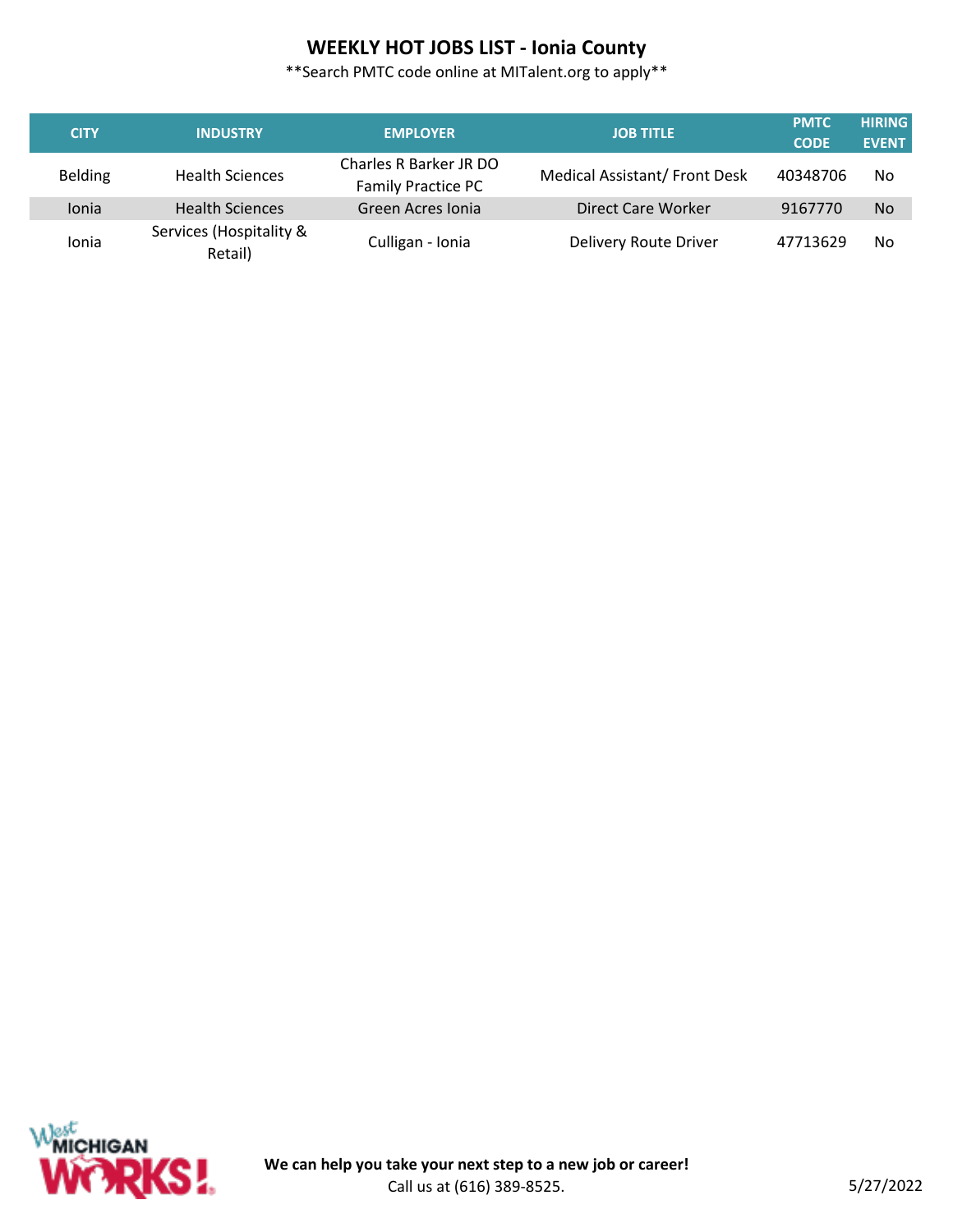# WEEKLY HOT JOBS LIST - Ionia County

**Search PMTC code online at MITalent.org to apply**

| CITY | INDUSTRY | EMPLOYER | JOB TITLE | PMTC CODE | HIRING EVENT |
|---|---|---|---|---|---|
| Belding | Health Sciences | Charles R Barker JR DO Family Practice PC | Medical Assistant/ Front Desk | 40348706 | No |
| Ionia | Health Sciences | Green Acres Ionia | Direct Care Worker | 9167770 | No |
| Ionia | Services (Hospitality & Retail) | Culligan - Ionia | Delivery Route Driver | 47713629 | No |

West MICHIGAN WORKS!

**We can help you take your next step to a new job or career!**
Call us at (616) 389-8525.

5/27/2022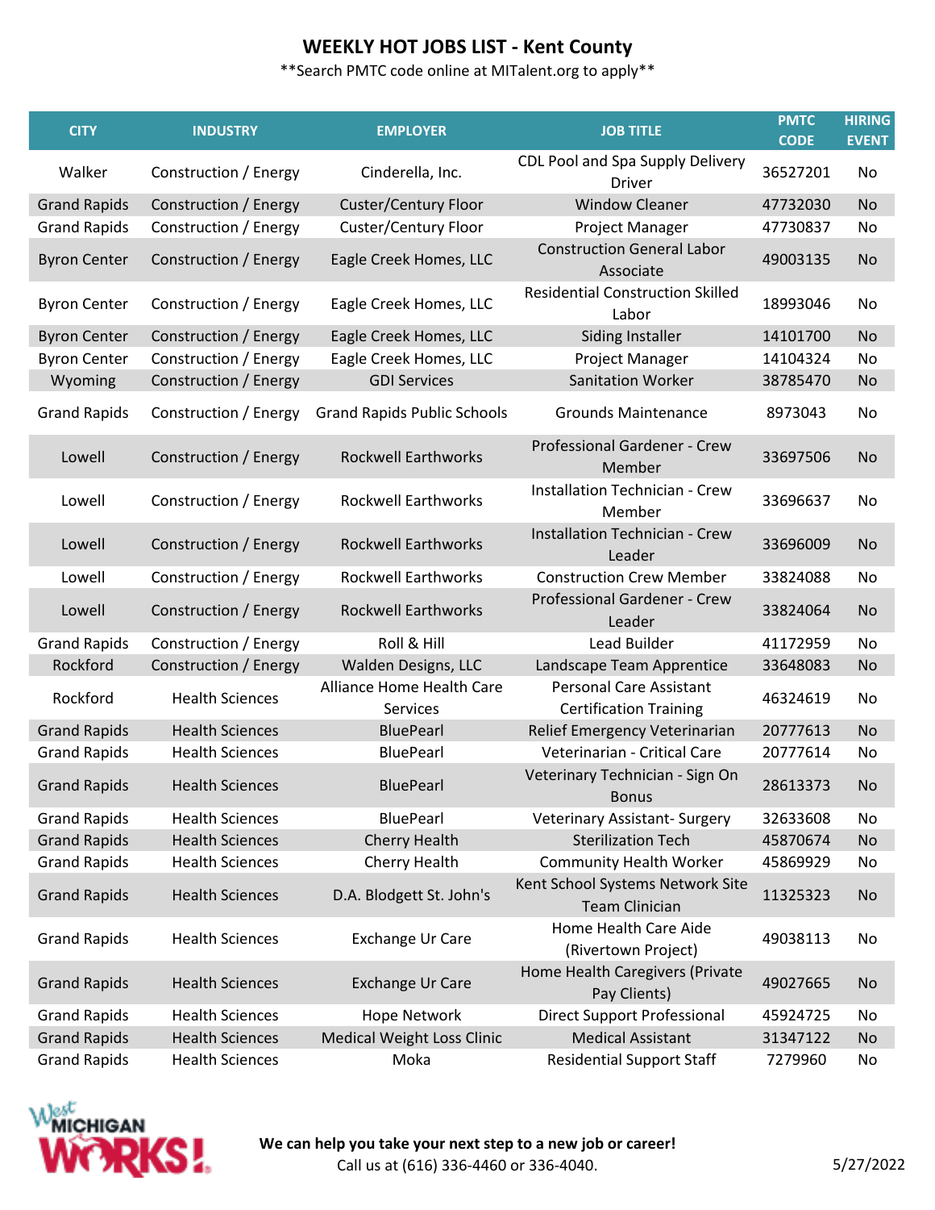# WEEKLY HOT JOBS LIST - Kent County

**Search PMTC code online at MITalent.org to apply**

| CITY | INDUSTRY | EMPLOYER | JOB TITLE | PMTC CODE | HIRING EVENT |
|---|---|---|---|---|---|
| Walker | Construction / Energy | Cinderella, Inc. | CDL Pool and Spa Supply Delivery Driver | 36527201 | No |
| Grand Rapids | Construction / Energy | Custer/Century Floor | Window Cleaner | 47732030 | No |
| Grand Rapids | Construction / Energy | Custer/Century Floor | Project Manager | 47730837 | No |
| Byron Center | Construction / Energy | Eagle Creek Homes, LLC | Construction General Labor Associate | 49003135 | No |
| Byron Center | Construction / Energy | Eagle Creek Homes, LLC | Residential Construction Skilled Labor | 18993046 | No |
| Byron Center | Construction / Energy | Eagle Creek Homes, LLC | Siding Installer | 14101700 | No |
| Byron Center | Construction / Energy | Eagle Creek Homes, LLC | Project Manager | 14104324 | No |
| Wyoming | Construction / Energy | GDI Services | Sanitation Worker | 38785470 | No |
| Grand Rapids | Construction / Energy | Grand Rapids Public Schools | Grounds Maintenance | 8973043 | No |
| Lowell | Construction / Energy | Rockwell Earthworks | Professional Gardener - Crew Member | 33697506 | No |
| Lowell | Construction / Energy | Rockwell Earthworks | Installation Technician - Crew Member | 33696637 | No |
| Lowell | Construction / Energy | Rockwell Earthworks | Installation Technician - Crew Leader | 33696009 | No |
| Lowell | Construction / Energy | Rockwell Earthworks | Construction Crew Member | 33824088 | No |
| Lowell | Construction / Energy | Rockwell Earthworks | Professional Gardener - Crew Leader | 33824064 | No |
| Grand Rapids | Construction / Energy | Roll & Hill | Lead Builder | 41172959 | No |
| Rockford | Construction / Energy | Walden Designs, LLC | Landscape Team Apprentice | 33648083 | No |
| Rockford | Health Sciences | Alliance Home Health Care Services | Personal Care Assistant Certification Training | 46324619 | No |
| Grand Rapids | Health Sciences | BluePearl | Relief Emergency Veterinarian | 20777613 | No |
| Grand Rapids | Health Sciences | BluePearl | Veterinarian - Critical Care | 20777614 | No |
| Grand Rapids | Health Sciences | BluePearl | Veterinary Technician - Sign On Bonus | 28613373 | No |
| Grand Rapids | Health Sciences | BluePearl | Veterinary Assistant- Surgery | 32633608 | No |
| Grand Rapids | Health Sciences | Cherry Health | Sterilization Tech | 45870674 | No |
| Grand Rapids | Health Sciences | Cherry Health | Community Health Worker | 45869929 | No |
| Grand Rapids | Health Sciences | D.A. Blodgett St. John's | Kent School Systems Network Site Team Clinician | 11325323 | No |
| Grand Rapids | Health Sciences | Exchange Ur Care | Home Health Care Aide (Rivertown Project) | 49038113 | No |
| Grand Rapids | Health Sciences | Exchange Ur Care | Home Health Caregivers (Private Pay Clients) | 49027665 | No |
| Grand Rapids | Health Sciences | Hope Network | Direct Support Professional | 45924725 | No |
| Grand Rapids | Health Sciences | Medical Weight Loss Clinic | Medical Assistant | 31347122 | No |
| Grand Rapids | Health Sciences | Moka | Residential Support Staff | 7279960 | No |

**We can help you take your next step to a new job or career!**
Call us at (616) 336-4460 or 336-4040.

5/27/2022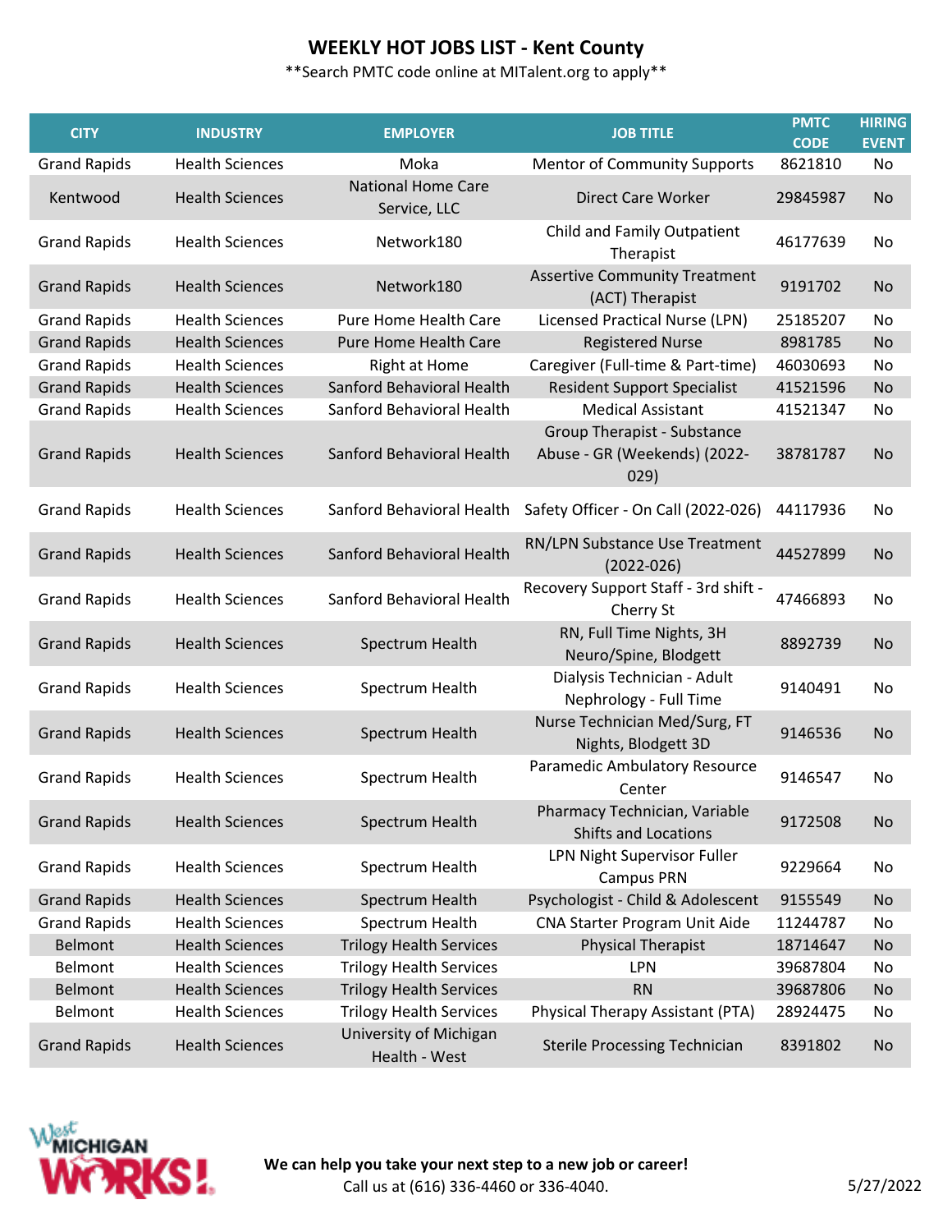# WEEKLY HOT JOBS LIST - Kent County

**Search PMTC code online at MITalent.org to apply**

| CITY | INDUSTRY | EMPLOYER | JOB TITLE | PMTC CODE | HIRING EVENT |
|---|---|---|---|---|---|
| Grand Rapids | Health Sciences | Moka | Mentor of Community Supports | 8621810 | No |
| Kentwood | Health Sciences | National Home Care Service, LLC | Direct Care Worker | 29845987 | No |
| Grand Rapids | Health Sciences | Network180 | Child and Family Outpatient Therapist | 46177639 | No |
| Grand Rapids | Health Sciences | Network180 | Assertive Community Treatment (ACT) Therapist | 9191702 | No |
| Grand Rapids | Health Sciences | Pure Home Health Care | Licensed Practical Nurse (LPN) | 25185207 | No |
| Grand Rapids | Health Sciences | Pure Home Health Care | Registered Nurse | 8981785 | No |
| Grand Rapids | Health Sciences | Right at Home | Caregiver (Full-time & Part-time) | 46030693 | No |
| Grand Rapids | Health Sciences | Sanford Behavioral Health | Resident Support Specialist | 41521596 | No |
| Grand Rapids | Health Sciences | Sanford Behavioral Health | Medical Assistant | 41521347 | No |
| Grand Rapids | Health Sciences | Sanford Behavioral Health | Group Therapist - Substance Abuse - GR (Weekends) (2022-029) | 38781787 | No |
| Grand Rapids | Health Sciences | Sanford Behavioral Health | Safety Officer - On Call (2022-026) | 44117936 | No |
| Grand Rapids | Health Sciences | Sanford Behavioral Health | RN/LPN Substance Use Treatment (2022-026) | 44527899 | No |
| Grand Rapids | Health Sciences | Sanford Behavioral Health | Recovery Support Staff - 3rd shift - Cherry St | 47466893 | No |
| Grand Rapids | Health Sciences | Spectrum Health | RN, Full Time Nights, 3H Neuro/Spine, Blodgett | 8892739 | No |
| Grand Rapids | Health Sciences | Spectrum Health | Dialysis Technician - Adult Nephrology - Full Time | 9140491 | No |
| Grand Rapids | Health Sciences | Spectrum Health | Nurse Technician Med/Surg, FT Nights, Blodgett 3D | 9146536 | No |
| Grand Rapids | Health Sciences | Spectrum Health | Paramedic Ambulatory Resource Center | 9146547 | No |
| Grand Rapids | Health Sciences | Spectrum Health | Pharmacy Technician, Variable Shifts and Locations | 9172508 | No |
| Grand Rapids | Health Sciences | Spectrum Health | LPN Night Supervisor Fuller Campus PRN | 9229664 | No |
| Grand Rapids | Health Sciences | Spectrum Health | Psychologist - Child & Adolescent | 9155549 | No |
| Grand Rapids | Health Sciences | Spectrum Health | CNA Starter Program Unit Aide | 11244787 | No |
| Belmont | Health Sciences | Trilogy Health Services | Physical Therapist | 18714647 | No |
| Belmont | Health Sciences | Trilogy Health Services | LPN | 39687804 | No |
| Belmont | Health Sciences | Trilogy Health Services | RN | 39687806 | No |
| Belmont | Health Sciences | Trilogy Health Services | Physical Therapy Assistant (PTA) | 28924475 | No |
| Grand Rapids | Health Sciences | University of Michigan Health - West | Sterile Processing Technician | 8391802 | No |

**We can help you take your next step to a new job or career!**
Call us at (616) 336-4460 or 336-4040.

5/27/2022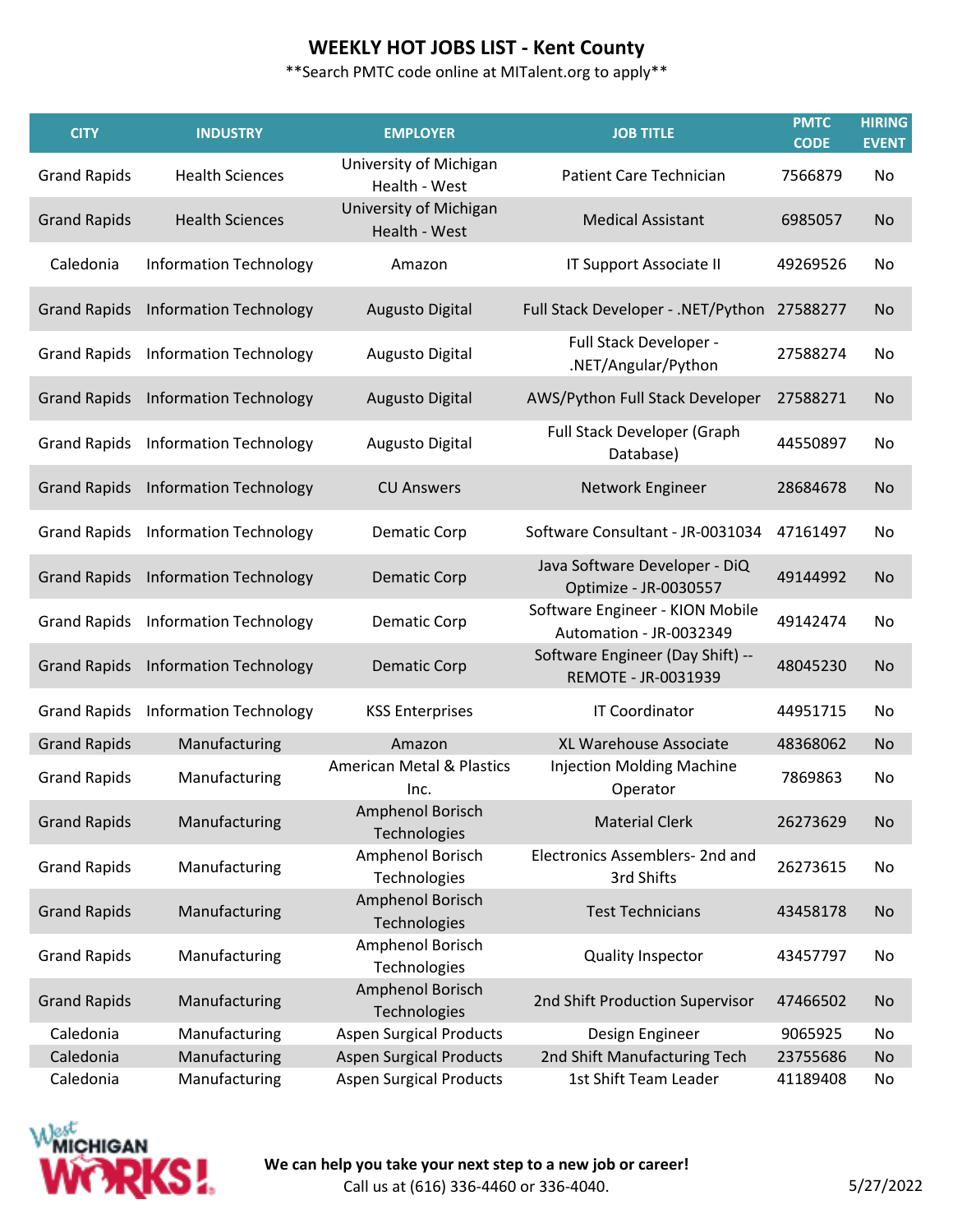# WEEKLY HOT JOBS LIST - Kent County

**Search PMTC code online at MITalent.org to apply**

| CITY | INDUSTRY | EMPLOYER | JOB TITLE | PMTC CODE | HIRING EVENT |
|---|---|---|---|---|---|
| Grand Rapids | Health Sciences | University of Michigan Health - West | Patient Care Technician | 7566879 | No |
| Grand Rapids | Health Sciences | University of Michigan Health - West | Medical Assistant | 6985057 | No |
| Caledonia | Information Technology | Amazon | IT Support Associate II | 49269526 | No |
| Grand Rapids | Information Technology | Augusto Digital | Full Stack Developer - .NET/Python | 27588277 | No |
| Grand Rapids | Information Technology | Augusto Digital | Full Stack Developer - .NET/Angular/Python | 27588274 | No |
| Grand Rapids | Information Technology | Augusto Digital | AWS/Python Full Stack Developer | 27588271 | No |
| Grand Rapids | Information Technology | Augusto Digital | Full Stack Developer (Graph Database) | 44550897 | No |
| Grand Rapids | Information Technology | CU Answers | Network Engineer | 28684678 | No |
| Grand Rapids | Information Technology | Dematic Corp | Software Consultant - JR-0031034 | 47161497 | No |
| Grand Rapids | Information Technology | Dematic Corp | Java Software Developer - DiQ Optimize - JR-0030557 | 49144992 | No |
| Grand Rapids | Information Technology | Dematic Corp | Software Engineer - KION Mobile Automation - JR-0032349 | 49142474 | No |
| Grand Rapids | Information Technology | Dematic Corp | Software Engineer (Day Shift) -- REMOTE - JR-0031939 | 48045230 | No |
| Grand Rapids | Information Technology | KSS Enterprises | IT Coordinator | 44951715 | No |
| Grand Rapids | Manufacturing | Amazon | XL Warehouse Associate | 48368062 | No |
| Grand Rapids | Manufacturing | American Metal & Plastics Inc. | Injection Molding Machine Operator | 7869863 | No |
| Grand Rapids | Manufacturing | Amphenol Borisch Technologies | Material Clerk | 26273629 | No |
| Grand Rapids | Manufacturing | Amphenol Borisch Technologies | Electronics Assemblers- 2nd and 3rd Shifts | 26273615 | No |
| Grand Rapids | Manufacturing | Amphenol Borisch Technologies | Test Technicians | 43458178 | No |
| Grand Rapids | Manufacturing | Amphenol Borisch Technologies | Quality Inspector | 43457797 | No |
| Grand Rapids | Manufacturing | Amphenol Borisch Technologies | 2nd Shift Production Supervisor | 47466502 | No |
| Caledonia | Manufacturing | Aspen Surgical Products | Design Engineer | 9065925 | No |
| Caledonia | Manufacturing | Aspen Surgical Products | 2nd Shift Manufacturing Tech | 23755686 | No |
| Caledonia | Manufacturing | Aspen Surgical Products | 1st Shift Team Leader | 41189408 | No |

West Michigan Works!

**We can help you take your next step to a new job or career!**

Call us at (616) 336-4460 or 336-4040.

5/27/2022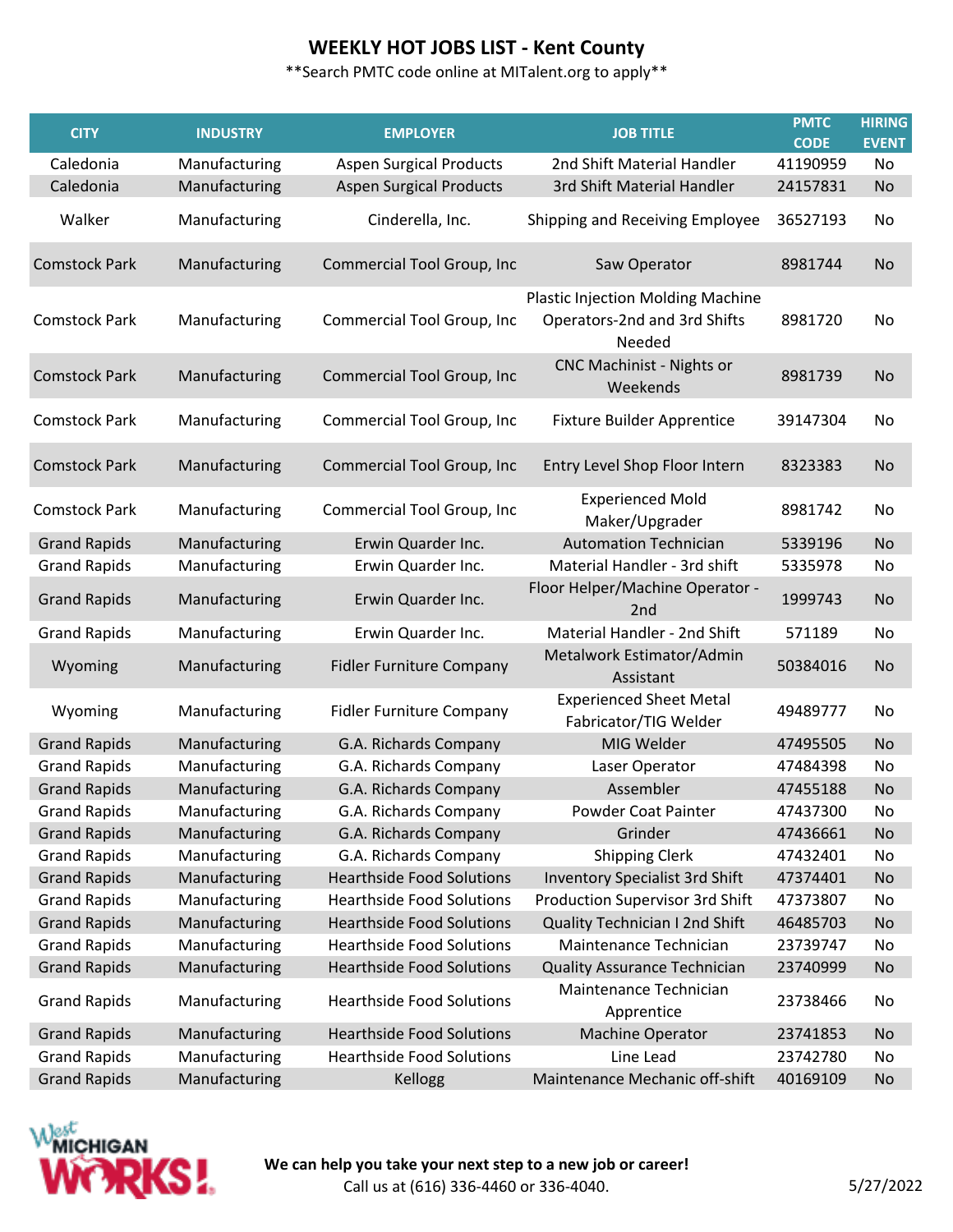# WEEKLY HOT JOBS LIST - Kent County

**Search PMTC code online at MITalent.org to apply**

| CITY | INDUSTRY | EMPLOYER | JOB TITLE | PMTC CODE | HIRING EVENT |
|---|---|---|---|---|---|
| Caledonia | Manufacturing | Aspen Surgical Products | 2nd Shift Material Handler | 41190959 | No |
| Caledonia | Manufacturing | Aspen Surgical Products | 3rd Shift Material Handler | 24157831 | No |
| Walker | Manufacturing | Cinderella, Inc. | Shipping and Receiving Employee | 36527193 | No |
| Comstock Park | Manufacturing | Commercial Tool Group, Inc | Saw Operator | 8981744 | No |
| Comstock Park | Manufacturing | Commercial Tool Group, Inc | Plastic Injection Molding Machine Operators-2nd and 3rd Shifts Needed | 8981720 | No |
| Comstock Park | Manufacturing | Commercial Tool Group, Inc | CNC Machinist - Nights or Weekends | 8981739 | No |
| Comstock Park | Manufacturing | Commercial Tool Group, Inc | Fixture Builder Apprentice | 39147304 | No |
| Comstock Park | Manufacturing | Commercial Tool Group, Inc | Entry Level Shop Floor Intern | 8323383 | No |
| Comstock Park | Manufacturing | Commercial Tool Group, Inc | Experienced Mold Maker/Upgrader | 8981742 | No |
| Grand Rapids | Manufacturing | Erwin Quarder Inc. | Automation Technician | 5339196 | No |
| Grand Rapids | Manufacturing | Erwin Quarder Inc. | Material Handler - 3rd shift | 5335978 | No |
| Grand Rapids | Manufacturing | Erwin Quarder Inc. | Floor Helper/Machine Operator - 2nd | 1999743 | No |
| Grand Rapids | Manufacturing | Erwin Quarder Inc. | Material Handler - 2nd Shift | 571189 | No |
| Wyoming | Manufacturing | Fidler Furniture Company | Metalwork Estimator/Admin Assistant | 50384016 | No |
| Wyoming | Manufacturing | Fidler Furniture Company | Experienced Sheet Metal Fabricator/TIG Welder | 49489777 | No |
| Grand Rapids | Manufacturing | G.A. Richards Company | MIG Welder | 47495505 | No |
| Grand Rapids | Manufacturing | G.A. Richards Company | Laser Operator | 47484398 | No |
| Grand Rapids | Manufacturing | G.A. Richards Company | Assembler | 47455188 | No |
| Grand Rapids | Manufacturing | G.A. Richards Company | Powder Coat Painter | 47437300 | No |
| Grand Rapids | Manufacturing | G.A. Richards Company | Grinder | 47436661 | No |
| Grand Rapids | Manufacturing | G.A. Richards Company | Shipping Clerk | 47432401 | No |
| Grand Rapids | Manufacturing | Hearthside Food Solutions | Inventory Specialist 3rd Shift | 47374401 | No |
| Grand Rapids | Manufacturing | Hearthside Food Solutions | Production Supervisor 3rd Shift | 47373807 | No |
| Grand Rapids | Manufacturing | Hearthside Food Solutions | Quality Technician I 2nd Shift | 46485703 | No |
| Grand Rapids | Manufacturing | Hearthside Food Solutions | Maintenance Technician | 23739747 | No |
| Grand Rapids | Manufacturing | Hearthside Food Solutions | Quality Assurance Technician | 23740999 | No |
| Grand Rapids | Manufacturing | Hearthside Food Solutions | Maintenance Technician Apprentice | 23738466 | No |
| Grand Rapids | Manufacturing | Hearthside Food Solutions | Machine Operator | 23741853 | No |
| Grand Rapids | Manufacturing | Hearthside Food Solutions | Line Lead | 23742780 | No |
| Grand Rapids | Manufacturing | Kellogg | Maintenance Mechanic off-shift | 40169109 | No |

West Michigan Works!

**We can help you take your next step to a new job or career!**
Call us at (616) 336-4460 or 336-4040.

5/27/2022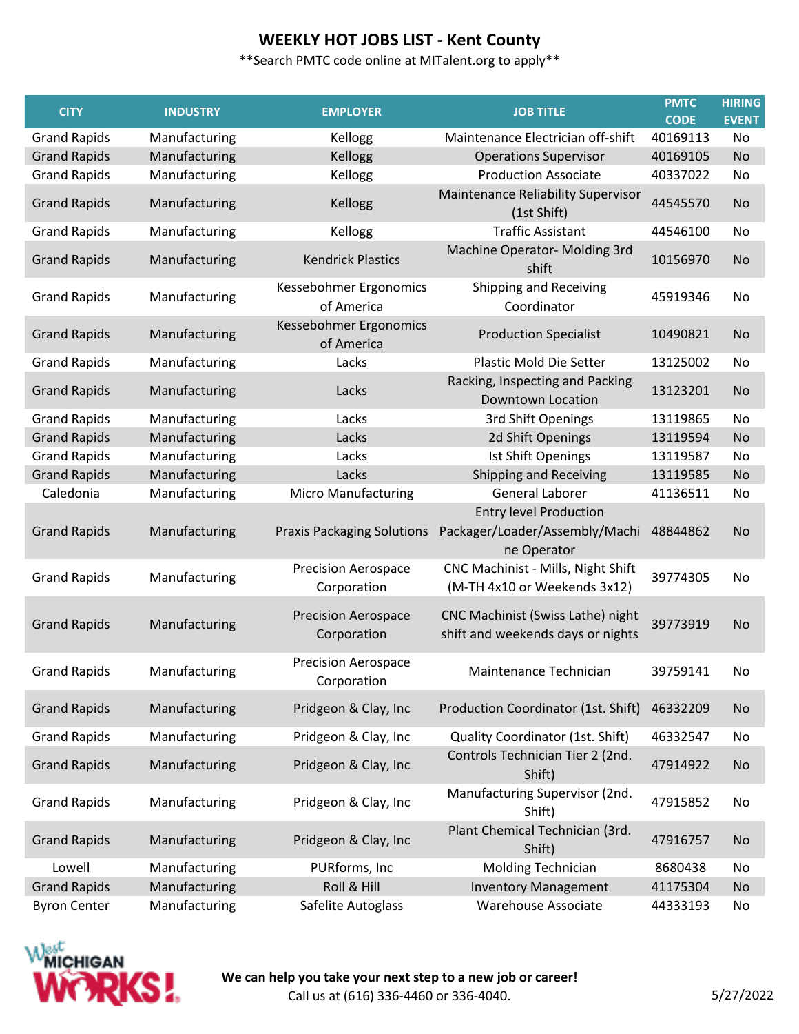# WEEKLY HOT JOBS LIST - Kent County

**Search PMTC code online at MITalent.org to apply**

| CITY | INDUSTRY | EMPLOYER | JOB TITLE | PMTC CODE | HIRING EVENT |
|---|---|---|---|---|---|
| Grand Rapids | Manufacturing | Kellogg | Maintenance Electrician off-shift | 40169113 | No |
| Grand Rapids | Manufacturing | Kellogg | Operations Supervisor | 40169105 | No |
| Grand Rapids | Manufacturing | Kellogg | Production Associate | 40337022 | No |
| Grand Rapids | Manufacturing | Kellogg | Maintenance Reliability Supervisor (1st Shift) | 44545570 | No |
| Grand Rapids | Manufacturing | Kellogg | Traffic Assistant | 44546100 | No |
| Grand Rapids | Manufacturing | Kendrick Plastics | Machine Operator- Molding 3rd shift | 10156970 | No |
| Grand Rapids | Manufacturing | Kessebohmer Ergonomics of America | Shipping and Receiving Coordinator | 45919346 | No |
| Grand Rapids | Manufacturing | Kessebohmer Ergonomics of America | Production Specialist | 10490821 | No |
| Grand Rapids | Manufacturing | Lacks | Plastic Mold Die Setter | 13125002 | No |
| Grand Rapids | Manufacturing | Lacks | Racking, Inspecting and Packing Downtown Location | 13123201 | No |
| Grand Rapids | Manufacturing | Lacks | 3rd Shift Openings | 13119865 | No |
| Grand Rapids | Manufacturing | Lacks | 2d Shift Openings | 13119594 | No |
| Grand Rapids | Manufacturing | Lacks | Ist Shift Openings | 13119587 | No |
| Grand Rapids | Manufacturing | Lacks | Shipping and Receiving | 13119585 | No |
| Caledonia | Manufacturing | Micro Manufacturing | General Laborer | 41136511 | No |
| Grand Rapids | Manufacturing | Praxis Packaging Solutions | Entry level Production Packager/Loader/Assembly/Machine Operator | 48844862 | No |
| Grand Rapids | Manufacturing | Precision Aerospace Corporation | CNC Machinist - Mills, Night Shift (M-TH 4x10 or Weekends 3x12) | 39774305 | No |
| Grand Rapids | Manufacturing | Precision Aerospace Corporation | CNC Machinist (Swiss Lathe) night shift and weekends days or nights | 39773919 | No |
| Grand Rapids | Manufacturing | Precision Aerospace Corporation | Maintenance Technician | 39759141 | No |
| Grand Rapids | Manufacturing | Pridgeon & Clay, Inc | Production Coordinator (1st. Shift) | 46332209 | No |
| Grand Rapids | Manufacturing | Pridgeon & Clay, Inc | Quality Coordinator (1st. Shift) | 46332547 | No |
| Grand Rapids | Manufacturing | Pridgeon & Clay, Inc | Controls Technician Tier 2 (2nd. Shift) | 47914922 | No |
| Grand Rapids | Manufacturing | Pridgeon & Clay, Inc | Manufacturing Supervisor (2nd. Shift) | 47915852 | No |
| Grand Rapids | Manufacturing | Pridgeon & Clay, Inc | Plant Chemical Technician (3rd. Shift) | 47916757 | No |
| Lowell | Manufacturing | PURforms, Inc | Molding Technician | 8680438 | No |
| Grand Rapids | Manufacturing | Roll & Hill | Inventory Management | 41175304 | No |
| Byron Center | Manufacturing | Safelite Autoglass | Warehouse Associate | 44333193 | No |

West MICHIGAN WORKS!

**We can help you take your next step to a new job or career!**
Call us at (616) 336-4460 or 336-4040.

5/27/2022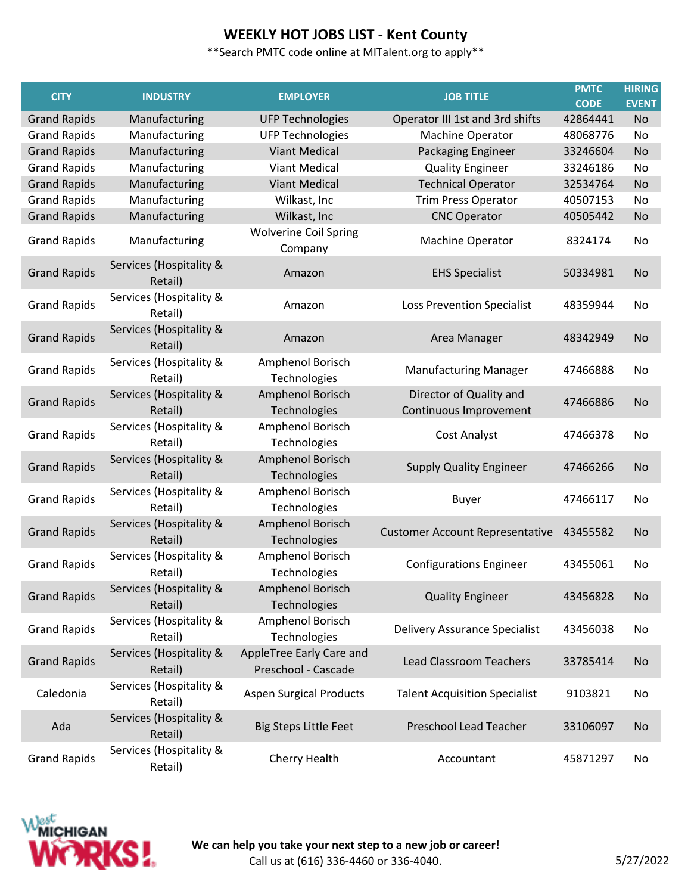# WEEKLY HOT JOBS LIST - Kent County

**Search PMTC code online at MITalent.org to apply**

| CITY | INDUSTRY | EMPLOYER | JOB TITLE | PMTC CODE | HIRING EVENT |
|---|---|---|---|---|---|
| Grand Rapids | Manufacturing | UFP Technologies | Operator III 1st and 3rd shifts | 42864441 | No |
| Grand Rapids | Manufacturing | UFP Technologies | Machine Operator | 48068776 | No |
| Grand Rapids | Manufacturing | Viant Medical | Packaging Engineer | 33246604 | No |
| Grand Rapids | Manufacturing | Viant Medical | Quality Engineer | 33246186 | No |
| Grand Rapids | Manufacturing | Viant Medical | Technical Operator | 32534764 | No |
| Grand Rapids | Manufacturing | Wilkast, Inc | Trim Press Operator | 40507153 | No |
| Grand Rapids | Manufacturing | Wilkast, Inc | CNC Operator | 40505442 | No |
| Grand Rapids | Manufacturing | Wolverine Coil Spring Company | Machine Operator | 8324174 | No |
| Grand Rapids | Services (Hospitality & Retail) | Amazon | EHS Specialist | 50334981 | No |
| Grand Rapids | Services (Hospitality & Retail) | Amazon | Loss Prevention Specialist | 48359944 | No |
| Grand Rapids | Services (Hospitality & Retail) | Amazon | Area Manager | 48342949 | No |
| Grand Rapids | Services (Hospitality & Retail) | Amphenol Borisch Technologies | Manufacturing Manager | 47466888 | No |
| Grand Rapids | Services (Hospitality & Retail) | Amphenol Borisch Technologies | Director of Quality and Continuous Improvement | 47466886 | No |
| Grand Rapids | Services (Hospitality & Retail) | Amphenol Borisch Technologies | Cost Analyst | 47466378 | No |
| Grand Rapids | Services (Hospitality & Retail) | Amphenol Borisch Technologies | Supply Quality Engineer | 47466266 | No |
| Grand Rapids | Services (Hospitality & Retail) | Amphenol Borisch Technologies | Buyer | 47466117 | No |
| Grand Rapids | Services (Hospitality & Retail) | Amphenol Borisch Technologies | Customer Account Representative | 43455582 | No |
| Grand Rapids | Services (Hospitality & Retail) | Amphenol Borisch Technologies | Configurations Engineer | 43455061 | No |
| Grand Rapids | Services (Hospitality & Retail) | Amphenol Borisch Technologies | Quality Engineer | 43456828 | No |
| Grand Rapids | Services (Hospitality & Retail) | Amphenol Borisch Technologies | Delivery Assurance Specialist | 43456038 | No |
| Grand Rapids | Services (Hospitality & Retail) | AppleTree Early Care and Preschool - Cascade | Lead Classroom Teachers | 33785414 | No |
| Caledonia | Services (Hospitality & Retail) | Aspen Surgical Products | Talent Acquisition Specialist | 9103821 | No |
| Ada | Services (Hospitality & Retail) | Big Steps Little Feet | Preschool Lead Teacher | 33106097 | No |
| Grand Rapids | Services (Hospitality & Retail) | Cherry Health | Accountant | 45871297 | No |

West Michigan Works!

**We can help you take your next step to a new job or career!**
Call us at (616) 336-4460 or 336-4040.

5/27/2022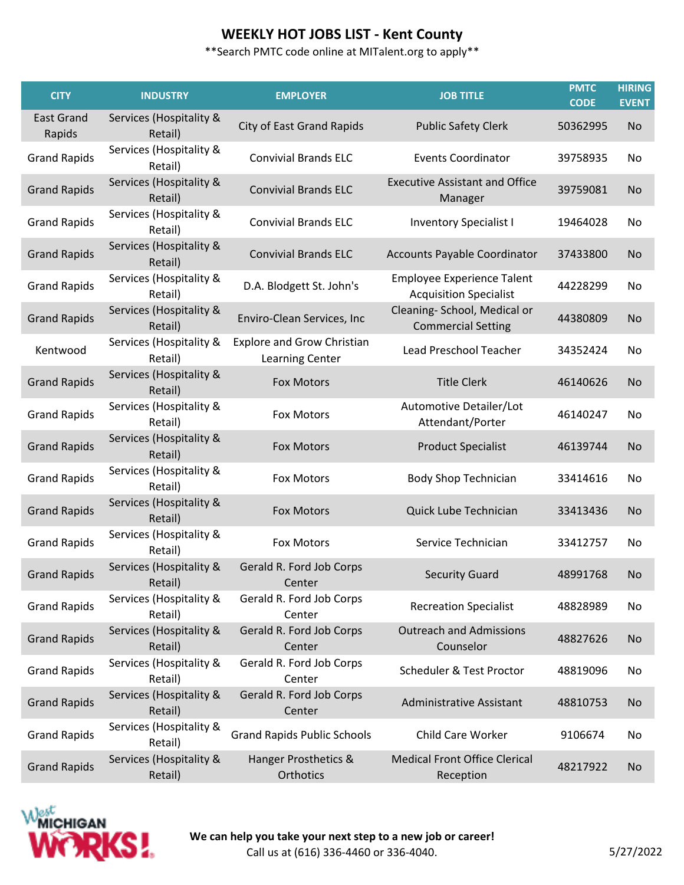# WEEKLY HOT JOBS LIST - Kent County

**Search PMTC code online at MITalent.org to apply**

| CITY | INDUSTRY | EMPLOYER | JOB TITLE | PMTC CODE | HIRING EVENT |
|---|---|---|---|---|---|
| East Grand Rapids | Services (Hospitality & Retail) | City of East Grand Rapids | Public Safety Clerk | 50362995 | No |
| Grand Rapids | Services (Hospitality & Retail) | Convivial Brands ELC | Events Coordinator | 39758935 | No |
| Grand Rapids | Services (Hospitality & Retail) | Convivial Brands ELC | Executive Assistant and Office Manager | 39759081 | No |
| Grand Rapids | Services (Hospitality & Retail) | Convivial Brands ELC | Inventory Specialist I | 19464028 | No |
| Grand Rapids | Services (Hospitality & Retail) | Convivial Brands ELC | Accounts Payable Coordinator | 37433800 | No |
| Grand Rapids | Services (Hospitality & Retail) | D.A. Blodgett St. John's | Employee Experience Talent Acquisition Specialist | 44228299 | No |
| Grand Rapids | Services (Hospitality & Retail) | Enviro-Clean Services, Inc | Cleaning- School, Medical or Commercial Setting | 44380809 | No |
| Kentwood | Services (Hospitality & Retail) | Explore and Grow Christian Learning Center | Lead Preschool Teacher | 34352424 | No |
| Grand Rapids | Services (Hospitality & Retail) | Fox Motors | Title Clerk | 46140626 | No |
| Grand Rapids | Services (Hospitality & Retail) | Fox Motors | Automotive Detailer/Lot Attendant/Porter | 46140247 | No |
| Grand Rapids | Services (Hospitality & Retail) | Fox Motors | Product Specialist | 46139744 | No |
| Grand Rapids | Services (Hospitality & Retail) | Fox Motors | Body Shop Technician | 33414616 | No |
| Grand Rapids | Services (Hospitality & Retail) | Fox Motors | Quick Lube Technician | 33413436 | No |
| Grand Rapids | Services (Hospitality & Retail) | Fox Motors | Service Technician | 33412757 | No |
| Grand Rapids | Services (Hospitality & Retail) | Gerald R. Ford Job Corps Center | Security Guard | 48991768 | No |
| Grand Rapids | Services (Hospitality & Retail) | Gerald R. Ford Job Corps Center | Recreation Specialist | 48828989 | No |
| Grand Rapids | Services (Hospitality & Retail) | Gerald R. Ford Job Corps Center | Outreach and Admissions Counselor | 48827626 | No |
| Grand Rapids | Services (Hospitality & Retail) | Gerald R. Ford Job Corps Center | Scheduler & Test Proctor | 48819096 | No |
| Grand Rapids | Services (Hospitality & Retail) | Gerald R. Ford Job Corps Center | Administrative Assistant | 48810753 | No |
| Grand Rapids | Services (Hospitality & Retail) | Grand Rapids Public Schools | Child Care Worker | 9106674 | No |
| Grand Rapids | Services (Hospitality & Retail) | Hanger Prosthetics & Orthotics | Medical Front Office Clerical Reception | 48217922 | No |

**We can help you take your next step to a new job or career!**
Call us at (616) 336-4460 or 336-4040.

5/27/2022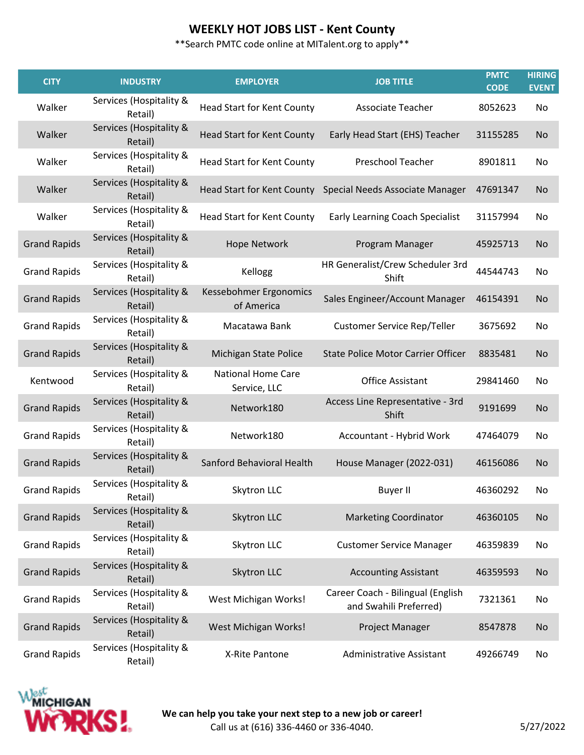# WEEKLY HOT JOBS LIST - Kent County

**Search PMTC code online at MITalent.org to apply**

| CITY | INDUSTRY | EMPLOYER | JOB TITLE | PMTC CODE | HIRING EVENT |
|---|---|---|---|---|---|
| Walker | Services (Hospitality & Retail) | Head Start for Kent County | Associate Teacher | 8052623 | No |
| Walker | Services (Hospitality & Retail) | Head Start for Kent County | Early Head Start (EHS) Teacher | 31155285 | No |
| Walker | Services (Hospitality & Retail) | Head Start for Kent County | Preschool Teacher | 8901811 | No |
| Walker | Services (Hospitality & Retail) | Head Start for Kent County | Special Needs Associate Manager | 47691347 | No |
| Walker | Services (Hospitality & Retail) | Head Start for Kent County | Early Learning Coach Specialist | 31157994 | No |
| Grand Rapids | Services (Hospitality & Retail) | Hope Network | Program Manager | 45925713 | No |
| Grand Rapids | Services (Hospitality & Retail) | Kellogg | HR Generalist/Crew Scheduler 3rd Shift | 44544743 | No |
| Grand Rapids | Services (Hospitality & Retail) | Kessebohmer Ergonomics of America | Sales Engineer/Account Manager | 46154391 | No |
| Grand Rapids | Services (Hospitality & Retail) | Macatawa Bank | Customer Service Rep/Teller | 3675692 | No |
| Grand Rapids | Services (Hospitality & Retail) | Michigan State Police | State Police Motor Carrier Officer | 8835481 | No |
| Kentwood | Services (Hospitality & Retail) | National Home Care Service, LLC | Office Assistant | 29841460 | No |
| Grand Rapids | Services (Hospitality & Retail) | Network180 | Access Line Representative - 3rd Shift | 9191699 | No |
| Grand Rapids | Services (Hospitality & Retail) | Network180 | Accountant - Hybrid Work | 47464079 | No |
| Grand Rapids | Services (Hospitality & Retail) | Sanford Behavioral Health | House Manager (2022-031) | 46156086 | No |
| Grand Rapids | Services (Hospitality & Retail) | Skytron LLC | Buyer II | 46360292 | No |
| Grand Rapids | Services (Hospitality & Retail) | Skytron LLC | Marketing Coordinator | 46360105 | No |
| Grand Rapids | Services (Hospitality & Retail) | Skytron LLC | Customer Service Manager | 46359839 | No |
| Grand Rapids | Services (Hospitality & Retail) | Skytron LLC | Accounting Assistant | 46359593 | No |
| Grand Rapids | Services (Hospitality & Retail) | West Michigan Works! | Career Coach - Bilingual (English and Swahili Preferred) | 7321361 | No |
| Grand Rapids | Services (Hospitality & Retail) | West Michigan Works! | Project Manager | 8547878 | No |
| Grand Rapids | Services (Hospitality & Retail) | X-Rite Pantone | Administrative Assistant | 49266749 | No |

West MICHIGAN WORKS!

**We can help you take your next step to a new job or career!**
Call us at (616) 336-4460 or 336-4040.

5/27/2022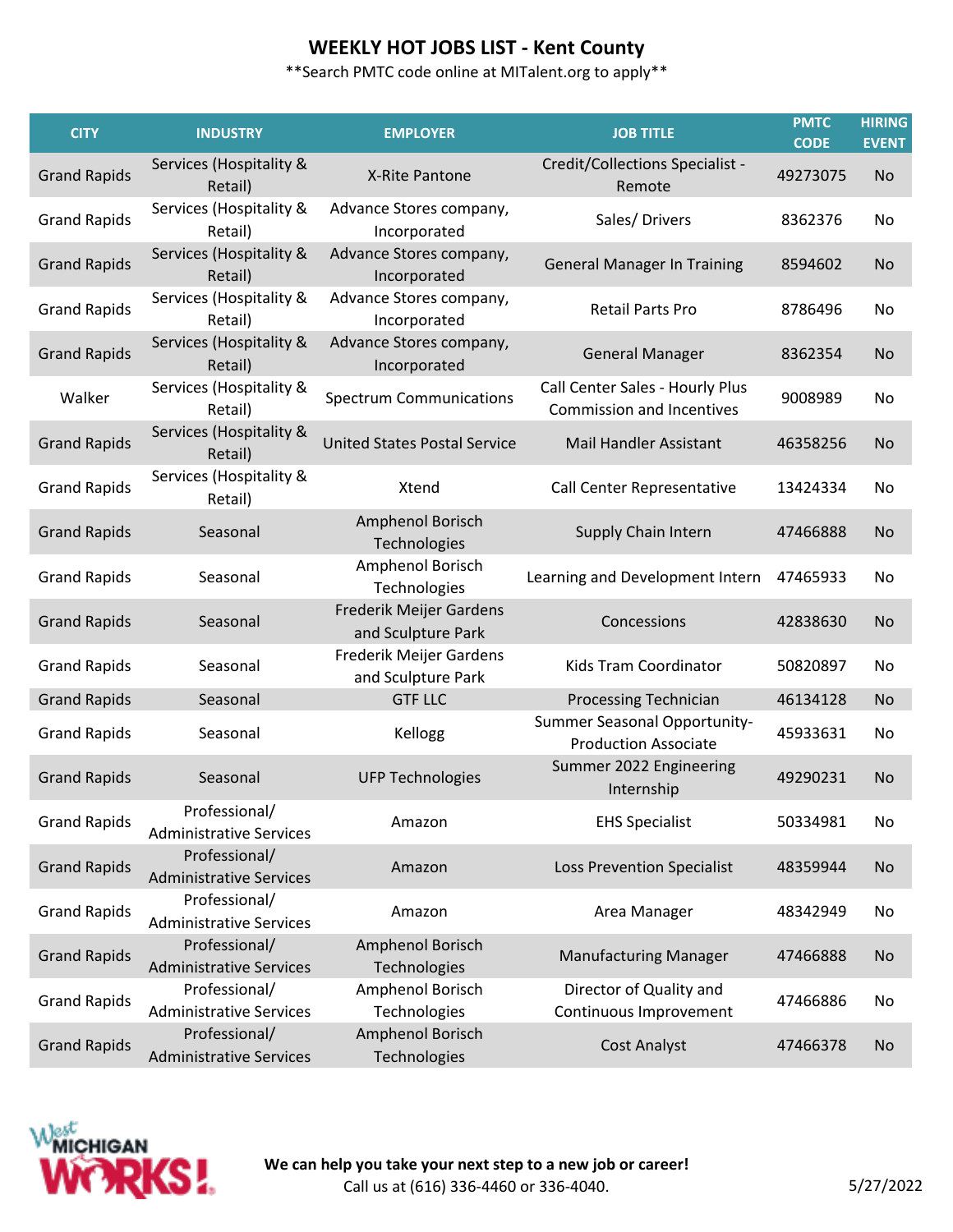# WEEKLY HOT JOBS LIST - Kent County

**Search PMTC code online at MITalent.org to apply**

| CITY | INDUSTRY | EMPLOYER | JOB TITLE | PMTC CODE | HIRING EVENT |
|---|---|---|---|---|---|
| Grand Rapids | Services (Hospitality & Retail) | X-Rite Pantone | Credit/Collections Specialist - Remote | 49273075 | No |
| Grand Rapids | Services (Hospitality & Retail) | Advance Stores company, Incorporated | Sales/ Drivers | 8362376 | No |
| Grand Rapids | Services (Hospitality & Retail) | Advance Stores company, Incorporated | General Manager In Training | 8594602 | No |
| Grand Rapids | Services (Hospitality & Retail) | Advance Stores company, Incorporated | Retail Parts Pro | 8786496 | No |
| Grand Rapids | Services (Hospitality & Retail) | Advance Stores company, Incorporated | General Manager | 8362354 | No |
| Walker | Services (Hospitality & Retail) | Spectrum Communications | Call Center Sales - Hourly Plus Commission and Incentives | 9008989 | No |
| Grand Rapids | Services (Hospitality & Retail) | United States Postal Service | Mail Handler Assistant | 46358256 | No |
| Grand Rapids | Services (Hospitality & Retail) | Xtend | Call Center Representative | 13424334 | No |
| Grand Rapids | Seasonal | Amphenol Borisch Technologies | Supply Chain Intern | 47466888 | No |
| Grand Rapids | Seasonal | Amphenol Borisch Technologies | Learning and Development Intern | 47465933 | No |
| Grand Rapids | Seasonal | Frederik Meijer Gardens and Sculpture Park | Concessions | 42838630 | No |
| Grand Rapids | Seasonal | Frederik Meijer Gardens and Sculpture Park | Kids Tram Coordinator | 50820897 | No |
| Grand Rapids | Seasonal | GTF LLC | Processing Technician | 46134128 | No |
| Grand Rapids | Seasonal | Kellogg | Summer Seasonal Opportunity-Production Associate | 45933631 | No |
| Grand Rapids | Seasonal | UFP Technologies | Summer 2022 Engineering Internship | 49290231 | No |
| Grand Rapids | Professional/ Administrative Services | Amazon | EHS Specialist | 50334981 | No |
| Grand Rapids | Professional/ Administrative Services | Amazon | Loss Prevention Specialist | 48359944 | No |
| Grand Rapids | Professional/ Administrative Services | Amazon | Area Manager | 48342949 | No |
| Grand Rapids | Professional/ Administrative Services | Amphenol Borisch Technologies | Manufacturing Manager | 47466888 | No |
| Grand Rapids | Professional/ Administrative Services | Amphenol Borisch Technologies | Director of Quality and Continuous Improvement | 47466886 | No |
| Grand Rapids | Professional/ Administrative Services | Amphenol Borisch Technologies | Cost Analyst | 47466378 | No |

West Michigan Works!

**We can help you take your next step to a new job or career!**
Call us at (616) 336-4460 or 336-4040.

5/27/2022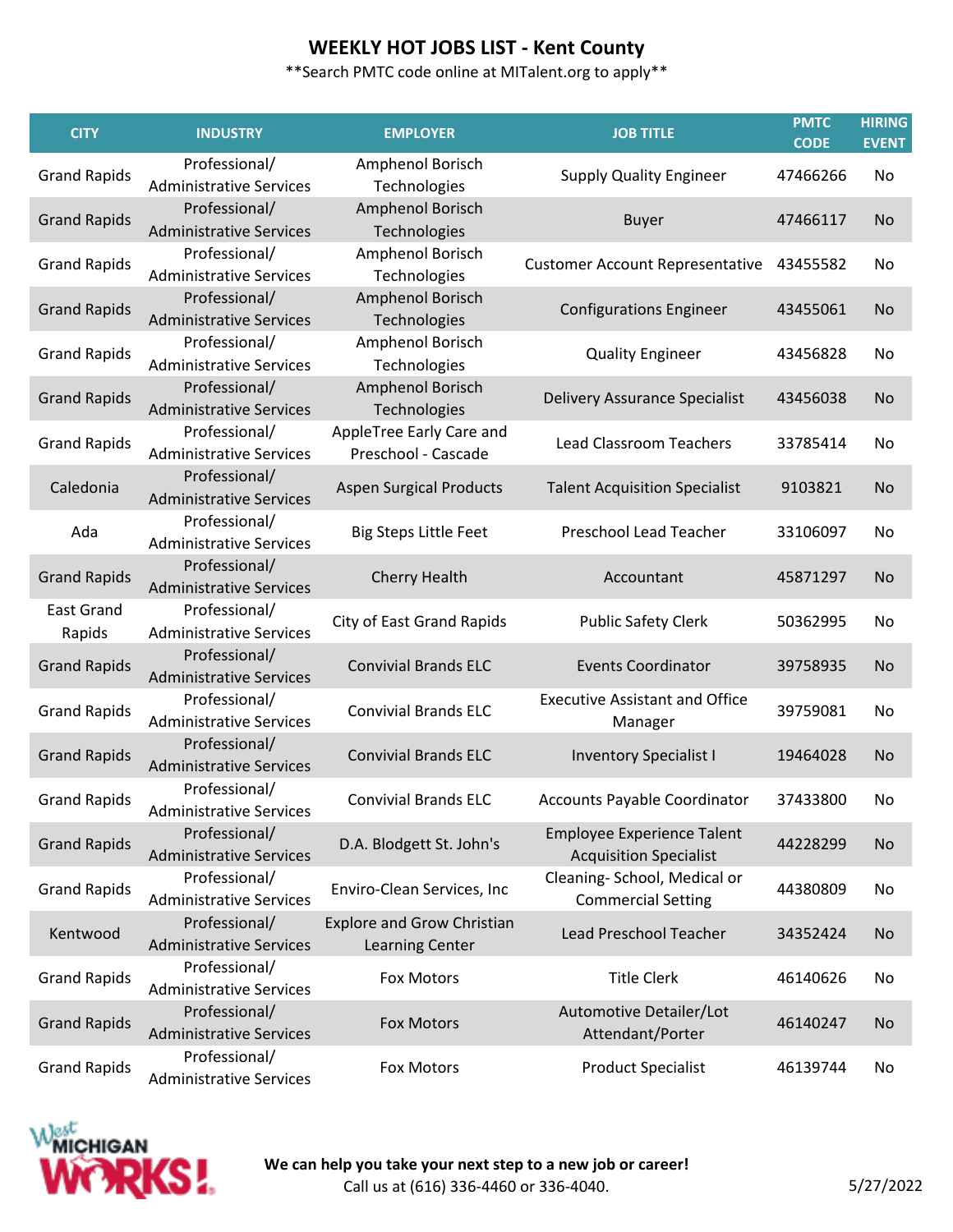# WEEKLY HOT JOBS LIST - Kent County

**Search PMTC code online at MITalent.org to apply**

| CITY | INDUSTRY | EMPLOYER | JOB TITLE | PMTC CODE | HIRING EVENT |
|---|---|---|---|---|---|
| Grand Rapids | Professional/ Administrative Services | Amphenol Borisch Technologies | Supply Quality Engineer | 47466266 | No |
| Grand Rapids | Professional/ Administrative Services | Amphenol Borisch Technologies | Buyer | 47466117 | No |
| Grand Rapids | Professional/ Administrative Services | Amphenol Borisch Technologies | Customer Account Representative | 43455582 | No |
| Grand Rapids | Professional/ Administrative Services | Amphenol Borisch Technologies | Configurations Engineer | 43455061 | No |
| Grand Rapids | Professional/ Administrative Services | Amphenol Borisch Technologies | Quality Engineer | 43456828 | No |
| Grand Rapids | Professional/ Administrative Services | Amphenol Borisch Technologies | Delivery Assurance Specialist | 43456038 | No |
| Grand Rapids | Professional/ Administrative Services | AppleTree Early Care and Preschool - Cascade | Lead Classroom Teachers | 33785414 | No |
| Caledonia | Professional/ Administrative Services | Aspen Surgical Products | Talent Acquisition Specialist | 9103821 | No |
| Ada | Professional/ Administrative Services | Big Steps Little Feet | Preschool Lead Teacher | 33106097 | No |
| Grand Rapids | Professional/ Administrative Services | Cherry Health | Accountant | 45871297 | No |
| East Grand Rapids | Professional/ Administrative Services | City of East Grand Rapids | Public Safety Clerk | 50362995 | No |
| Grand Rapids | Professional/ Administrative Services | Convivial Brands ELC | Events Coordinator | 39758935 | No |
| Grand Rapids | Professional/ Administrative Services | Convivial Brands ELC | Executive Assistant and Office Manager | 39759081 | No |
| Grand Rapids | Professional/ Administrative Services | Convivial Brands ELC | Inventory Specialist I | 19464028 | No |
| Grand Rapids | Professional/ Administrative Services | Convivial Brands ELC | Accounts Payable Coordinator | 37433800 | No |
| Grand Rapids | Professional/ Administrative Services | D.A. Blodgett St. John's | Employee Experience Talent Acquisition Specialist | 44228299 | No |
| Grand Rapids | Professional/ Administrative Services | Enviro-Clean Services, Inc | Cleaning- School, Medical or Commercial Setting | 44380809 | No |
| Kentwood | Professional/ Administrative Services | Explore and Grow Christian Learning Center | Lead Preschool Teacher | 34352424 | No |
| Grand Rapids | Professional/ Administrative Services | Fox Motors | Title Clerk | 46140626 | No |
| Grand Rapids | Professional/ Administrative Services | Fox Motors | Automotive Detailer/Lot Attendant/Porter | 46140247 | No |
| Grand Rapids | Professional/ Administrative Services | Fox Motors | Product Specialist | 46139744 | No |

West Michigan Works!

**We can help you take your next step to a new job or career!**
Call us at (616) 336-4460 or 336-4040.

5/27/2022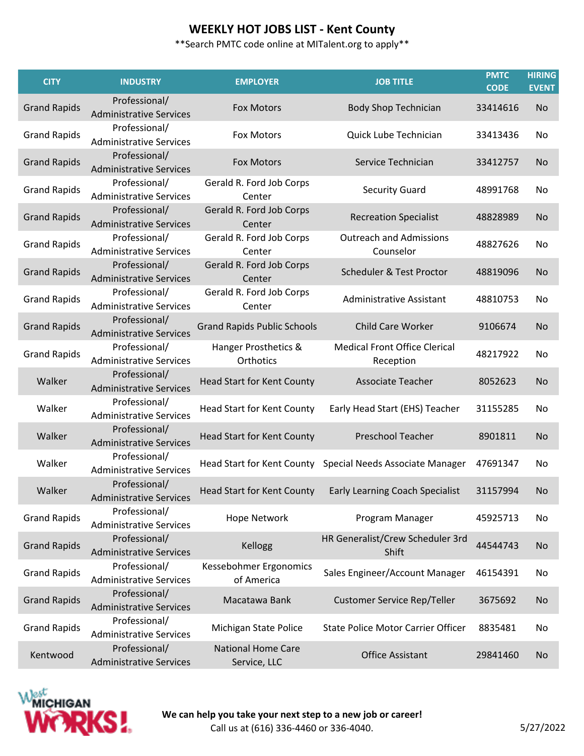# WEEKLY HOT JOBS LIST - Kent County

**Search PMTC code online at MITalent.org to apply**

| CITY | INDUSTRY | EMPLOYER | JOB TITLE | PMTC CODE | HIRING EVENT |
|---|---|---|---|---|---|
| Grand Rapids | Professional/ Administrative Services | Fox Motors | Body Shop Technician | 33414616 | No |
| Grand Rapids | Professional/ Administrative Services | Fox Motors | Quick Lube Technician | 33413436 | No |
| Grand Rapids | Professional/ Administrative Services | Fox Motors | Service Technician | 33412757 | No |
| Grand Rapids | Professional/ Administrative Services | Gerald R. Ford Job Corps Center | Security Guard | 48991768 | No |
| Grand Rapids | Professional/ Administrative Services | Gerald R. Ford Job Corps Center | Recreation Specialist | 48828989 | No |
| Grand Rapids | Professional/ Administrative Services | Gerald R. Ford Job Corps Center | Outreach and Admissions Counselor | 48827626 | No |
| Grand Rapids | Professional/ Administrative Services | Gerald R. Ford Job Corps Center | Scheduler & Test Proctor | 48819096 | No |
| Grand Rapids | Professional/ Administrative Services | Gerald R. Ford Job Corps Center | Administrative Assistant | 48810753 | No |
| Grand Rapids | Professional/ Administrative Services | Grand Rapids Public Schools | Child Care Worker | 9106674 | No |
| Grand Rapids | Professional/ Administrative Services | Hanger Prosthetics & Orthotics | Medical Front Office Clerical Reception | 48217922 | No |
| Walker | Professional/ Administrative Services | Head Start for Kent County | Associate Teacher | 8052623 | No |
| Walker | Professional/ Administrative Services | Head Start for Kent County | Early Head Start (EHS) Teacher | 31155285 | No |
| Walker | Professional/ Administrative Services | Head Start for Kent County | Preschool Teacher | 8901811 | No |
| Walker | Professional/ Administrative Services | Head Start for Kent County | Special Needs Associate Manager | 47691347 | No |
| Walker | Professional/ Administrative Services | Head Start for Kent County | Early Learning Coach Specialist | 31157994 | No |
| Grand Rapids | Professional/ Administrative Services | Hope Network | Program Manager | 45925713 | No |
| Grand Rapids | Professional/ Administrative Services | Kellogg | HR Generalist/Crew Scheduler 3rd Shift | 44544743 | No |
| Grand Rapids | Professional/ Administrative Services | Kessebohmer Ergonomics of America | Sales Engineer/Account Manager | 46154391 | No |
| Grand Rapids | Professional/ Administrative Services | Macatawa Bank | Customer Service Rep/Teller | 3675692 | No |
| Grand Rapids | Professional/ Administrative Services | Michigan State Police | State Police Motor Carrier Officer | 8835481 | No |
| Kentwood | Professional/ Administrative Services | National Home Care Service, LLC | Office Assistant | 29841460 | No |

West Michigan Works!

**We can help you take your next step to a new job or career!**
Call us at (616) 336-4460 or 336-4040.

5/27/2022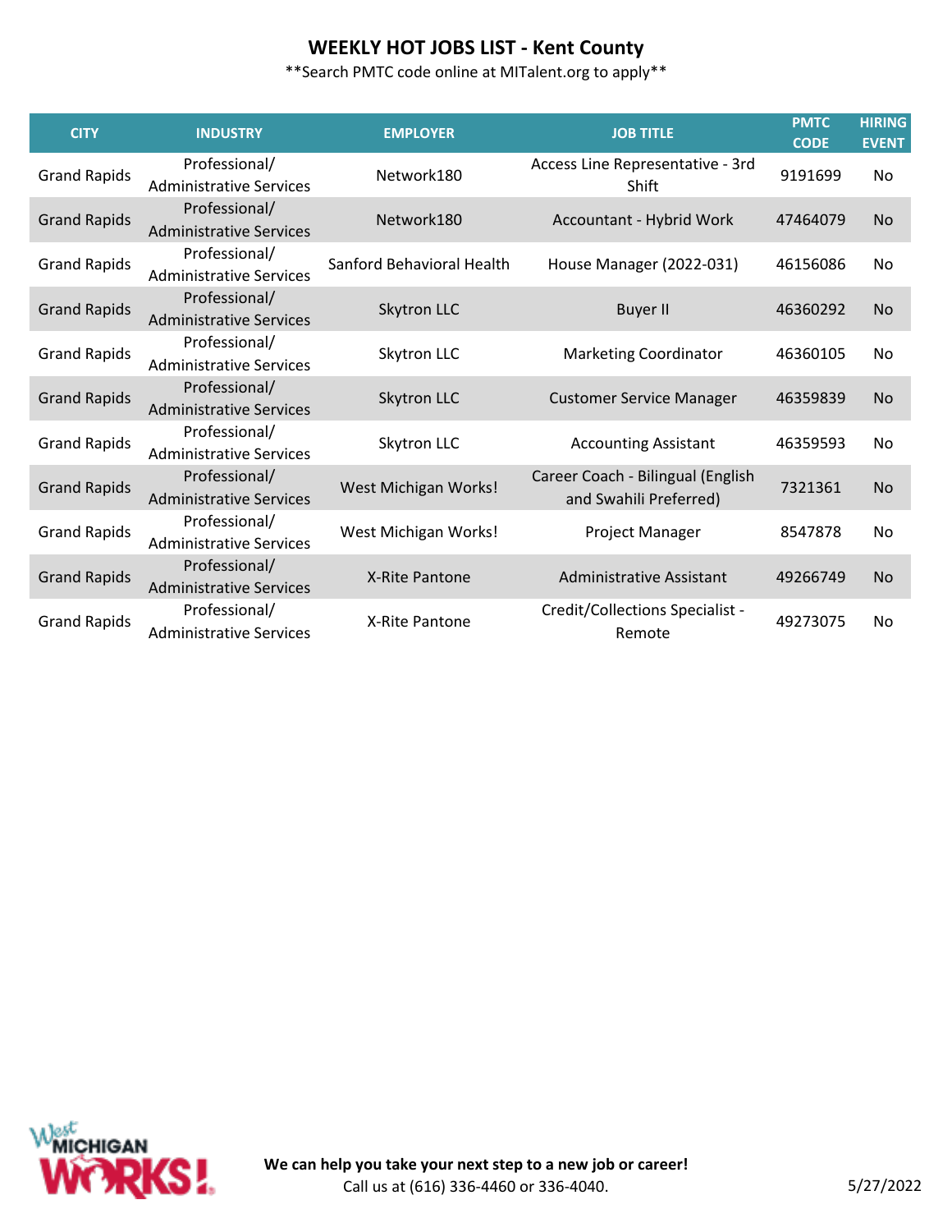# WEEKLY HOT JOBS LIST - Kent County

**Search PMTC code online at MITalent.org to apply**

| CITY | INDUSTRY | EMPLOYER | JOB TITLE | PMTC CODE | HIRING EVENT |
|---|---|---|---|---|---|
| Grand Rapids | Professional/ Administrative Services | Network180 | Access Line Representative - 3rd Shift | 9191699 | No |
| Grand Rapids | Professional/ Administrative Services | Network180 | Accountant - Hybrid Work | 47464079 | No |
| Grand Rapids | Professional/ Administrative Services | Sanford Behavioral Health | House Manager (2022-031) | 46156086 | No |
| Grand Rapids | Professional/ Administrative Services | Skytron LLC | Buyer II | 46360292 | No |
| Grand Rapids | Professional/ Administrative Services | Skytron LLC | Marketing Coordinator | 46360105 | No |
| Grand Rapids | Professional/ Administrative Services | Skytron LLC | Customer Service Manager | 46359839 | No |
| Grand Rapids | Professional/ Administrative Services | Skytron LLC | Accounting Assistant | 46359593 | No |
| Grand Rapids | Professional/ Administrative Services | West Michigan Works! | Career Coach - Bilingual (English and Swahili Preferred) | 7321361 | No |
| Grand Rapids | Professional/ Administrative Services | West Michigan Works! | Project Manager | 8547878 | No |
| Grand Rapids | Professional/ Administrative Services | X-Rite Pantone | Administrative Assistant | 49266749 | No |
| Grand Rapids | Professional/ Administrative Services | X-Rite Pantone | Credit/Collections Specialist - Remote | 49273075 | No |

West Michigan Works!

**We can help you take your next step to a new job or career!**
Call us at (616) 336-4460 or 336-4040.

5/27/2022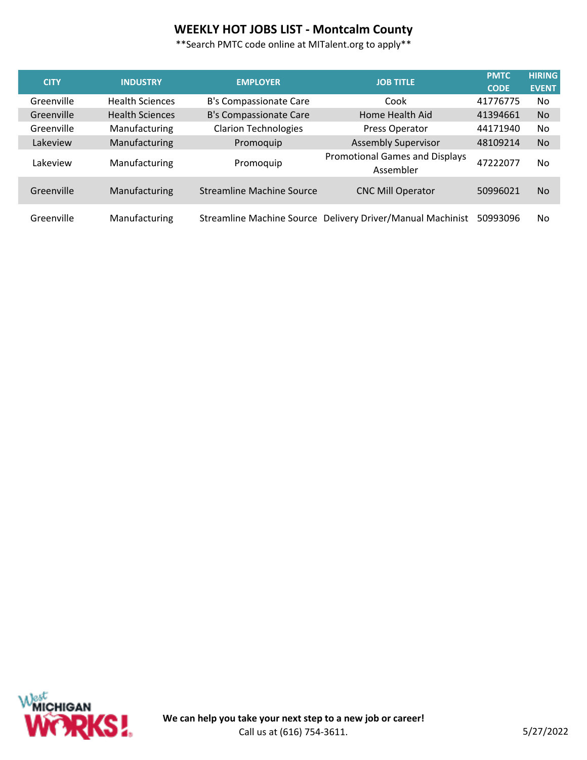# WEEKLY HOT JOBS LIST - Montcalm County

**Search PMTC code online at MITalent.org to apply**

| CITY | INDUSTRY | EMPLOYER | JOB TITLE | PMTC CODE | HIRING EVENT |
|---|---|---|---|---|---|
| Greenville | Health Sciences | B's Compassionate Care | Cook | 41776775 | No |
| Greenville | Health Sciences | B's Compassionate Care | Home Health Aid | 41394661 | No |
| Greenville | Manufacturing | Clarion Technologies | Press Operator | 44171940 | No |
| Lakeview | Manufacturing | Promoquip | Assembly Supervisor | 48109214 | No |
| Lakeview | Manufacturing | Promoquip | Promotional Games and Displays Assembler | 47222077 | No |
| Greenville | Manufacturing | Streamline Machine Source | CNC Mill Operator | 50996021 | No |
| Greenville | Manufacturing | Streamline Machine Source | Delivery Driver/Manual Machinist | 50993096 | No |

West MICHIGAN WORKS!

**We can help you take your next step to a new job or career!**
Call us at (616) 754-3611.

5/27/2022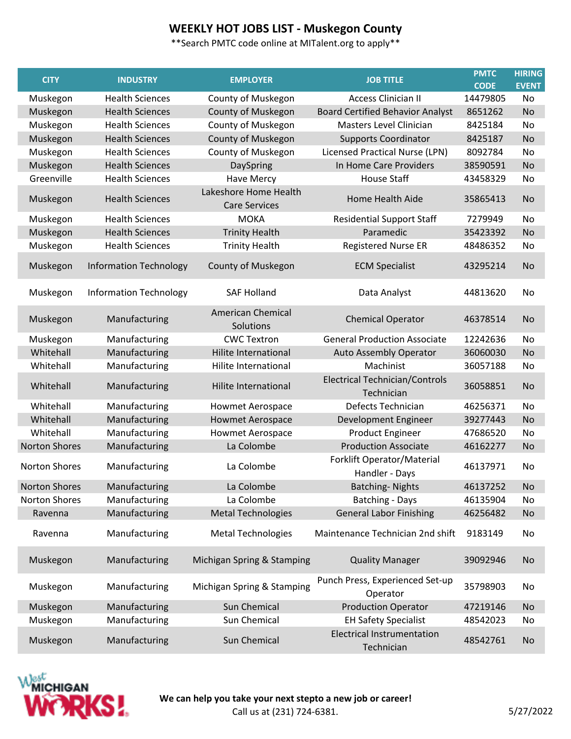# WEEKLY HOT JOBS LIST - Muskegon County

**Search PMTC code online at MITalent.org to apply**

| CITY | INDUSTRY | EMPLOYER | JOB TITLE | PMTC CODE | HIRING EVENT |
|---|---|---|---|---|---|
| Muskegon | Health Sciences | County of Muskegon | Access Clinician II | 14479805 | No |
| Muskegon | Health Sciences | County of Muskegon | Board Certified Behavior Analyst | 8651262 | No |
| Muskegon | Health Sciences | County of Muskegon | Masters Level Clinician | 8425184 | No |
| Muskegon | Health Sciences | County of Muskegon | Supports Coordinator | 8425187 | No |
| Muskegon | Health Sciences | County of Muskegon | Licensed Practical Nurse (LPN) | 8092784 | No |
| Muskegon | Health Sciences | DaySpring | In Home Care Providers | 38590591 | No |
| Greenville | Health Sciences | Have Mercy | House Staff | 43458329 | No |
| Muskegon | Health Sciences | Lakeshore Home Health Care Services | Home Health Aide | 35865413 | No |
| Muskegon | Health Sciences | MOKA | Residential Support Staff | 7279949 | No |
| Muskegon | Health Sciences | Trinity Health | Paramedic | 35423392 | No |
| Muskegon | Health Sciences | Trinity Health | Registered Nurse ER | 48486352 | No |
| Muskegon | Information Technology | County of Muskegon | ECM Specialist | 43295214 | No |
| Muskegon | Information Technology | SAF Holland | Data Analyst | 44813620 | No |
| Muskegon | Manufacturing | American Chemical Solutions | Chemical Operator | 46378514 | No |
| Muskegon | Manufacturing | CWC Textron | General Production Associate | 12242636 | No |
| Whitehall | Manufacturing | Hilite International | Auto Assembly Operator | 36060030 | No |
| Whitehall | Manufacturing | Hilite International | Machinist | 36057188 | No |
| Whitehall | Manufacturing | Hilite International | Electrical Technician/Controls Technician | 36058851 | No |
| Whitehall | Manufacturing | Howmet Aerospace | Defects Technician | 46256371 | No |
| Whitehall | Manufacturing | Howmet Aerospace | Development Engineer | 39277443 | No |
| Whitehall | Manufacturing | Howmet Aerospace | Product Engineer | 47686520 | No |
| Norton Shores | Manufacturing | La Colombe | Production Associate | 46162277 | No |
| Norton Shores | Manufacturing | La Colombe | Forklift Operator/Material Handler - Days | 46137971 | No |
| Norton Shores | Manufacturing | La Colombe | Batching- Nights | 46137252 | No |
| Norton Shores | Manufacturing | La Colombe | Batching - Days | 46135904 | No |
| Ravenna | Manufacturing | Metal Technologies | General Labor Finishing | 46256482 | No |
| Ravenna | Manufacturing | Metal Technologies | Maintenance Technician 2nd shift | 9183149 | No |
| Muskegon | Manufacturing | Michigan Spring & Stamping | Quality Manager | 39092946 | No |
| Muskegon | Manufacturing | Michigan Spring & Stamping | Punch Press, Experienced Set-up Operator | 35798903 | No |
| Muskegon | Manufacturing | Sun Chemical | Production Operator | 47219146 | No |
| Muskegon | Manufacturing | Sun Chemical | EH Safety Specialist | 48542023 | No |
| Muskegon | Manufacturing | Sun Chemical | Electrical Instrumentation Technician | 48542761 | No |

West Michigan Works!

**We can help you take your next stepto a new job or career!**
Call us at (231) 724-6381.

5/27/2022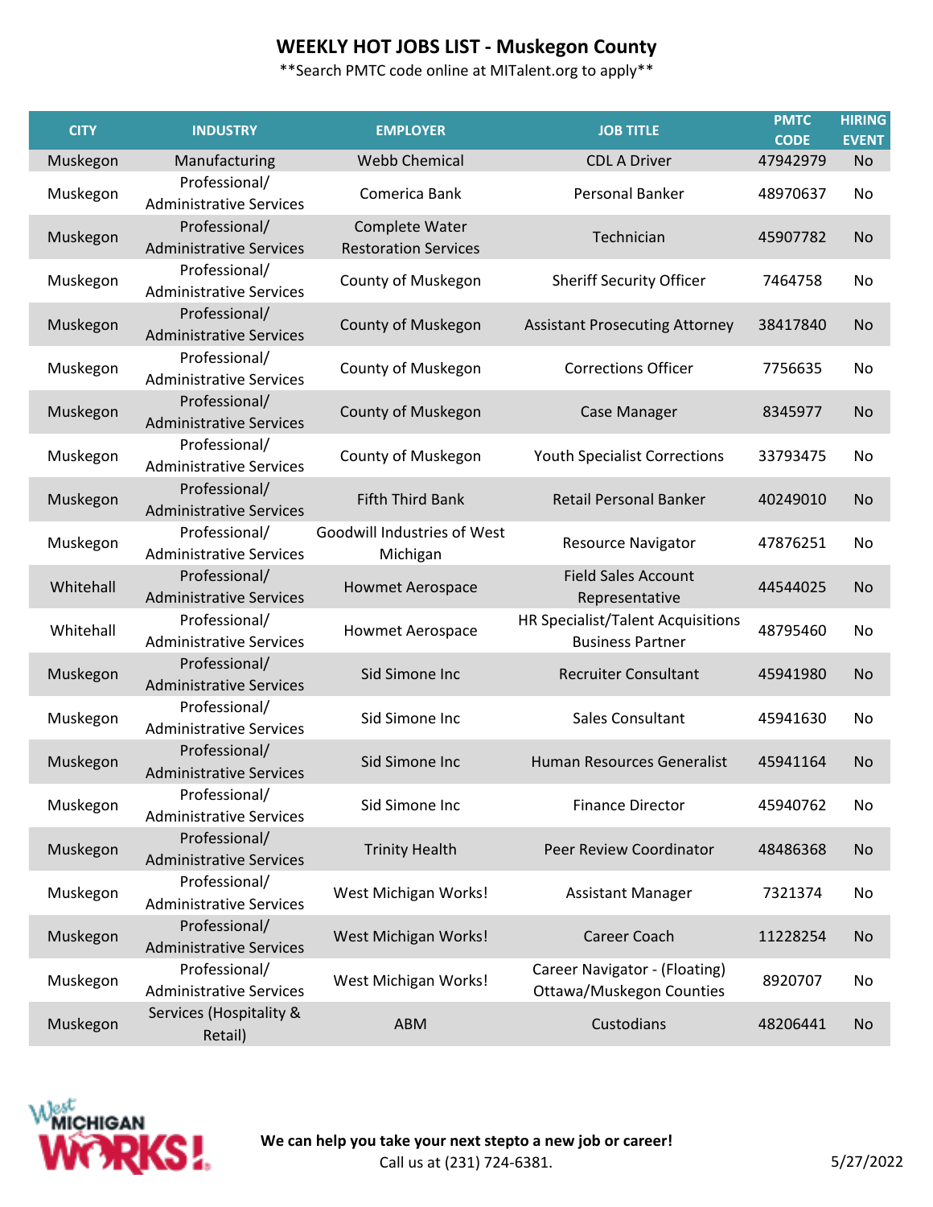# WEEKLY HOT JOBS LIST - Muskegon County

**Search PMTC code online at MITalent.org to apply**

| CITY | INDUSTRY | EMPLOYER | JOB TITLE | PMTC CODE | HIRING EVENT |
|---|---|---|---|---|---|
| Muskegon | Manufacturing | Webb Chemical | CDL A Driver | 47942979 | No |
| Muskegon | Professional/ Administrative Services | Comerica Bank | Personal Banker | 48970637 | No |
| Muskegon | Professional/ Administrative Services | Complete Water Restoration Services | Technician | 45907782 | No |
| Muskegon | Professional/ Administrative Services | County of Muskegon | Sheriff Security Officer | 7464758 | No |
| Muskegon | Professional/ Administrative Services | County of Muskegon | Assistant Prosecuting Attorney | 38417840 | No |
| Muskegon | Professional/ Administrative Services | County of Muskegon | Corrections Officer | 7756635 | No |
| Muskegon | Professional/ Administrative Services | County of Muskegon | Case Manager | 8345977 | No |
| Muskegon | Professional/ Administrative Services | County of Muskegon | Youth Specialist Corrections | 33793475 | No |
| Muskegon | Professional/ Administrative Services | Fifth Third Bank | Retail Personal Banker | 40249010 | No |
| Muskegon | Professional/ Administrative Services | Goodwill Industries of West Michigan | Resource Navigator | 47876251 | No |
| Whitehall | Professional/ Administrative Services | Howmet Aerospace | Field Sales Account Representative | 44544025 | No |
| Whitehall | Professional/ Administrative Services | Howmet Aerospace | HR Specialist/Talent Acquisitions Business Partner | 48795460 | No |
| Muskegon | Professional/ Administrative Services | Sid Simone Inc | Recruiter Consultant | 45941980 | No |
| Muskegon | Professional/ Administrative Services | Sid Simone Inc | Sales Consultant | 45941630 | No |
| Muskegon | Professional/ Administrative Services | Sid Simone Inc | Human Resources Generalist | 45941164 | No |
| Muskegon | Professional/ Administrative Services | Sid Simone Inc | Finance Director | 45940762 | No |
| Muskegon | Professional/ Administrative Services | Trinity Health | Peer Review Coordinator | 48486368 | No |
| Muskegon | Professional/ Administrative Services | West Michigan Works! | Assistant Manager | 7321374 | No |
| Muskegon | Professional/ Administrative Services | West Michigan Works! | Career Coach | 11228254 | No |
| Muskegon | Professional/ Administrative Services | West Michigan Works! | Career Navigator - (Floating) Ottawa/Muskegon Counties | 8920707 | No |
| Muskegon | Services (Hospitality & Retail) | ABM | Custodians | 48206441 | No |

**We can help you take your next stepto a new job or career!**

Call us at (231) 724-6381.

5/27/2022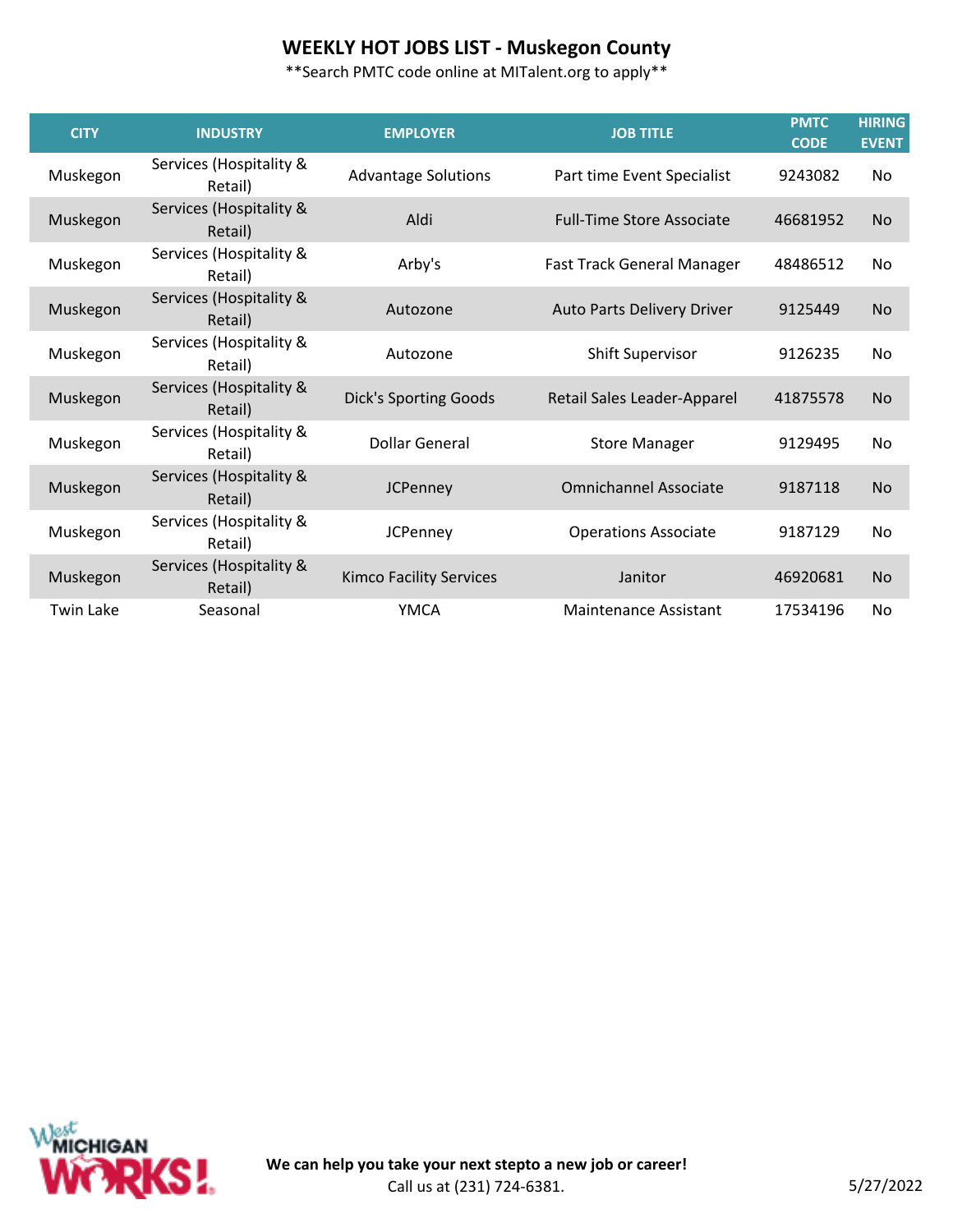# WEEKLY HOT JOBS LIST - Muskegon County

**Search PMTC code online at MITalent.org to apply**

| CITY | INDUSTRY | EMPLOYER | JOB TITLE | PMTC CODE | HIRING EVENT |
|---|---|---|---|---|---|
| Muskegon | Services (Hospitality & Retail) | Advantage Solutions | Part time Event Specialist | 9243082 | No |
| Muskegon | Services (Hospitality & Retail) | Aldi | Full-Time Store Associate | 46681952 | No |
| Muskegon | Services (Hospitality & Retail) | Arby's | Fast Track General Manager | 48486512 | No |
| Muskegon | Services (Hospitality & Retail) | Autozone | Auto Parts Delivery Driver | 9125449 | No |
| Muskegon | Services (Hospitality & Retail) | Autozone | Shift Supervisor | 9126235 | No |
| Muskegon | Services (Hospitality & Retail) | Dick's Sporting Goods | Retail Sales Leader-Apparel | 41875578 | No |
| Muskegon | Services (Hospitality & Retail) | Dollar General | Store Manager | 9129495 | No |
| Muskegon | Services (Hospitality & Retail) | JCPenney | Omnichannel Associate | 9187118 | No |
| Muskegon | Services (Hospitality & Retail) | JCPenney | Operations Associate | 9187129 | No |
| Muskegon | Services (Hospitality & Retail) | Kimco Facility Services | Janitor | 46920681 | No |
| Twin Lake | Seasonal | YMCA | Maintenance Assistant | 17534196 | No |

West MICHIGAN WORKS!

**We can help you take your next stepto a new job or career!**
Call us at (231) 724-6381.

5/27/2022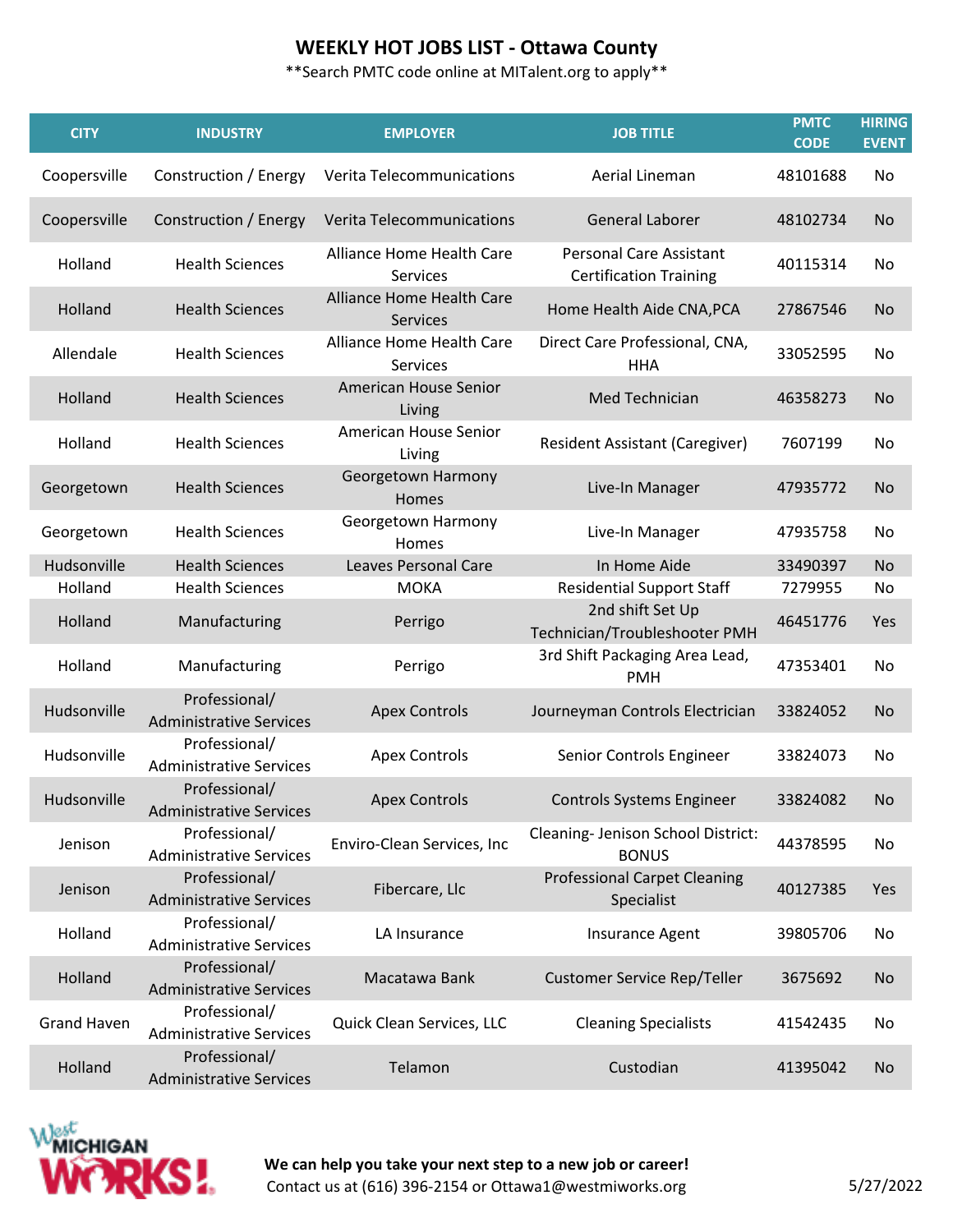# WEEKLY HOT JOBS LIST - Ottawa County

**Search PMTC code online at MITalent.org to apply**

| CITY | INDUSTRY | EMPLOYER | JOB TITLE | PMTC CODE | HIRING EVENT |
|---|---|---|---|---|---|
| Coopersville | Construction / Energy | Verita Telecommunications | Aerial Lineman | 48101688 | No |
| Coopersville | Construction / Energy | Verita Telecommunications | General Laborer | 48102734 | No |
| Holland | Health Sciences | Alliance Home Health Care Services | Personal Care Assistant Certification Training | 40115314 | No |
| Holland | Health Sciences | Alliance Home Health Care Services | Home Health Aide CNA,PCA | 27867546 | No |
| Allendale | Health Sciences | Alliance Home Health Care Services | Direct Care Professional, CNA, HHA | 33052595 | No |
| Holland | Health Sciences | American House Senior Living | Med Technician | 46358273 | No |
| Holland | Health Sciences | American House Senior Living | Resident Assistant (Caregiver) | 7607199 | No |
| Georgetown | Health Sciences | Georgetown Harmony Homes | Live-In Manager | 47935772 | No |
| Georgetown | Health Sciences | Georgetown Harmony Homes | Live-In Manager | 47935758 | No |
| Hudsonville | Health Sciences | Leaves Personal Care | In Home Aide | 33490397 | No |
| Holland | Health Sciences | MOKA | Residential Support Staff | 7279955 | No |
| Holland | Manufacturing | Perrigo | 2nd shift Set Up Technician/Troubleshooter PMH | 46451776 | Yes |
| Holland | Manufacturing | Perrigo | 3rd Shift Packaging Area Lead, PMH | 47353401 | No |
| Hudsonville | Professional/ Administrative Services | Apex Controls | Journeyman Controls Electrician | 33824052 | No |
| Hudsonville | Professional/ Administrative Services | Apex Controls | Senior Controls Engineer | 33824073 | No |
| Hudsonville | Professional/ Administrative Services | Apex Controls | Controls Systems Engineer | 33824082 | No |
| Jenison | Professional/ Administrative Services | Enviro-Clean Services, Inc | Cleaning- Jenison School District: BONUS | 44378595 | No |
| Jenison | Professional/ Administrative Services | Fibercare, Llc | Professional Carpet Cleaning Specialist | 40127385 | Yes |
| Holland | Professional/ Administrative Services | LA Insurance | Insurance Agent | 39805706 | No |
| Holland | Professional/ Administrative Services | Macatawa Bank | Customer Service Rep/Teller | 3675692 | No |
| Grand Haven | Professional/ Administrative Services | Quick Clean Services, LLC | Cleaning Specialists | 41542435 | No |
| Holland | Professional/ Administrative Services | Telamon | Custodian | 41395042 | No |

West Michigan Works!

**We can help you take your next step to a new job or career!**
Contact us at (616) 396-2154 or Ottawa1@westmiworks.org

5/27/2022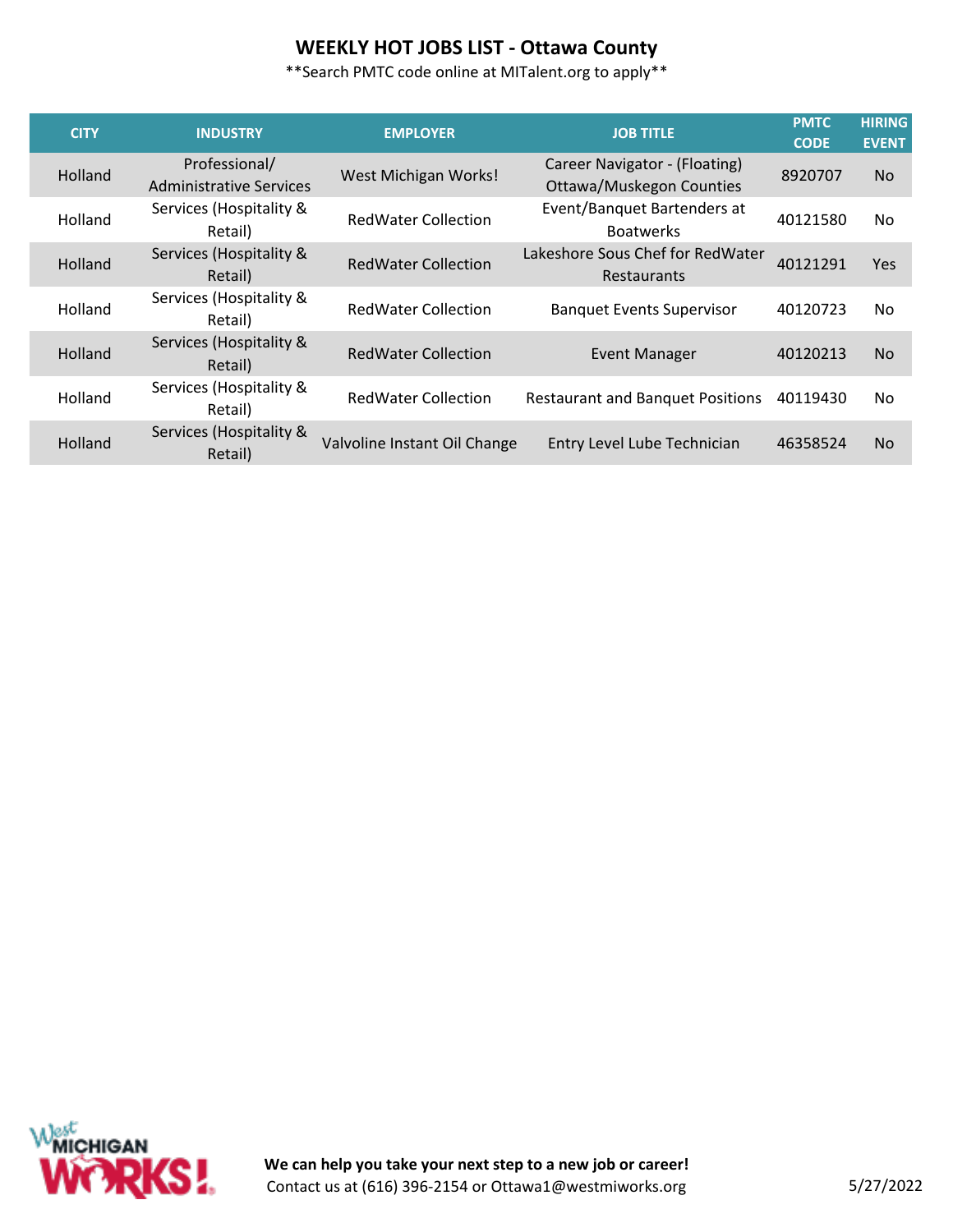# WEEKLY HOT JOBS LIST - Ottawa County

**Search PMTC code online at MITalent.org to apply**

| CITY | INDUSTRY | EMPLOYER | JOB TITLE | PMTC CODE | HIRING EVENT |
|---|---|---|---|---|---|
| Holland | Professional/ Administrative Services | West Michigan Works! | Career Navigator - (Floating) Ottawa/Muskegon Counties | 8920707 | No |
| Holland | Services (Hospitality & Retail) | RedWater Collection | Event/Banquet Bartenders at Boatwerks | 40121580 | No |
| Holland | Services (Hospitality & Retail) | RedWater Collection | Lakeshore Sous Chef for RedWater Restaurants | 40121291 | Yes |
| Holland | Services (Hospitality & Retail) | RedWater Collection | Banquet Events Supervisor | 40120723 | No |
| Holland | Services (Hospitality & Retail) | RedWater Collection | Event Manager | 40120213 | No |
| Holland | Services (Hospitality & Retail) | RedWater Collection | Restaurant and Banquet Positions | 40119430 | No |
| Holland | Services (Hospitality & Retail) | Valvoline Instant Oil Change | Entry Level Lube Technician | 46358524 | No |

**We can help you take your next step to a new job or career!**
Contact us at (616) 396-2154 or Ottawa1@westmiworks.org

5/27/2022